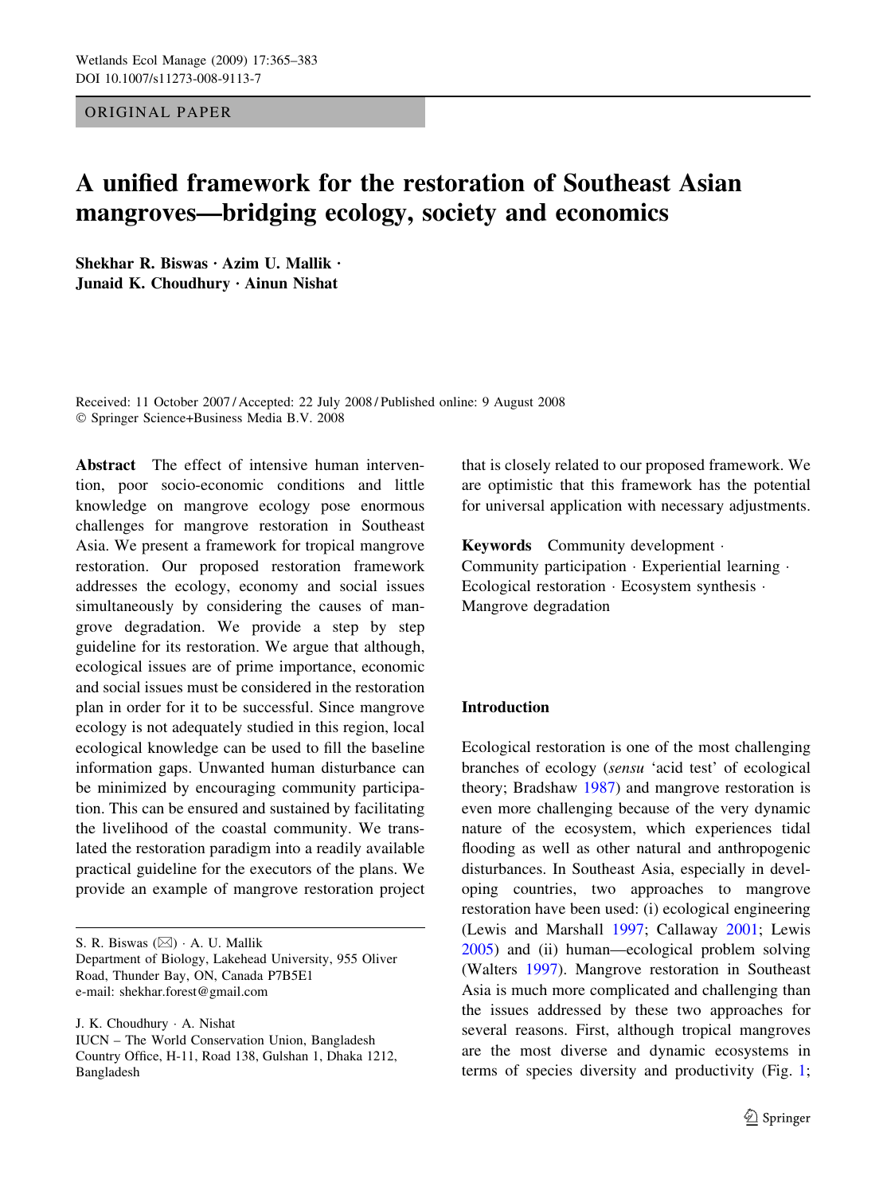ORIGINAL PAPER

# A unified framework for the restoration of Southeast Asian mangroves—bridging ecology, society and economics

**Shekhar R. Biswas · Azim U. Mallik · Junaid K. Choudhury · Ainun Nishat**

Received: 11 October 2007 / Accepted: 22 July 2008 / Published online: 9 August 2008
© Springer Science+Business Media B.V. 2008

**Abstract** The effect of intensive human intervention, poor socio-economic conditions and little knowledge on mangrove ecology pose enormous challenges for mangrove restoration in Southeast Asia. We present a framework for tropical mangrove restoration. Our proposed restoration framework addresses the ecology, economy and social issues simultaneously by considering the causes of mangrove degradation. We provide a step by step guideline for its restoration. We argue that although, ecological issues are of prime importance, economic and social issues must be considered in the restoration plan in order for it to be successful. Since mangrove ecology is not adequately studied in this region, local ecological knowledge can be used to fill the baseline information gaps. Unwanted human disturbance can be minimized by encouraging community participation. This can be ensured and sustained by facilitating the livelihood of the coastal community. We translated the restoration paradigm into a readily available practical guideline for the executors of the plans. We provide an example of mangrove restoration project that is closely related to our proposed framework. We are optimistic that this framework has the potential for universal application with necessary adjustments.

**Keywords** Community development · Community participation · Experiential learning · Ecological restoration · Ecosystem synthesis · Mangrove degradation

S. R. Biswas (✉) · A. U. Mallik
Department of Biology, Lakehead University, 955 Oliver Road, Thunder Bay, ON, Canada P7B5E1
e-mail: shekhar.forest@gmail.com

J. K. Choudhury · A. Nishat
IUCN – The World Conservation Union, Bangladesh Country Office, H-11, Road 138, Gulshan 1, Dhaka 1212, Bangladesh

## Introduction

Ecological restoration is one of the most challenging branches of ecology (*sensu* 'acid test' of ecological theory; Bradshaw 1987) and mangrove restoration is even more challenging because of the very dynamic nature of the ecosystem, which experiences tidal flooding as well as other natural and anthropogenic disturbances. In Southeast Asia, especially in developing countries, two approaches to mangrove restoration have been used: (i) ecological engineering (Lewis and Marshall 1997; Callaway 2001; Lewis 2005) and (ii) human—ecological problem solving (Walters 1997). Mangrove restoration in Southeast Asia is much more complicated and challenging than the issues addressed by these two approaches for several reasons. First, although tropical mangroves are the most diverse and dynamic ecosystems in terms of species diversity and productivity (Fig. 1;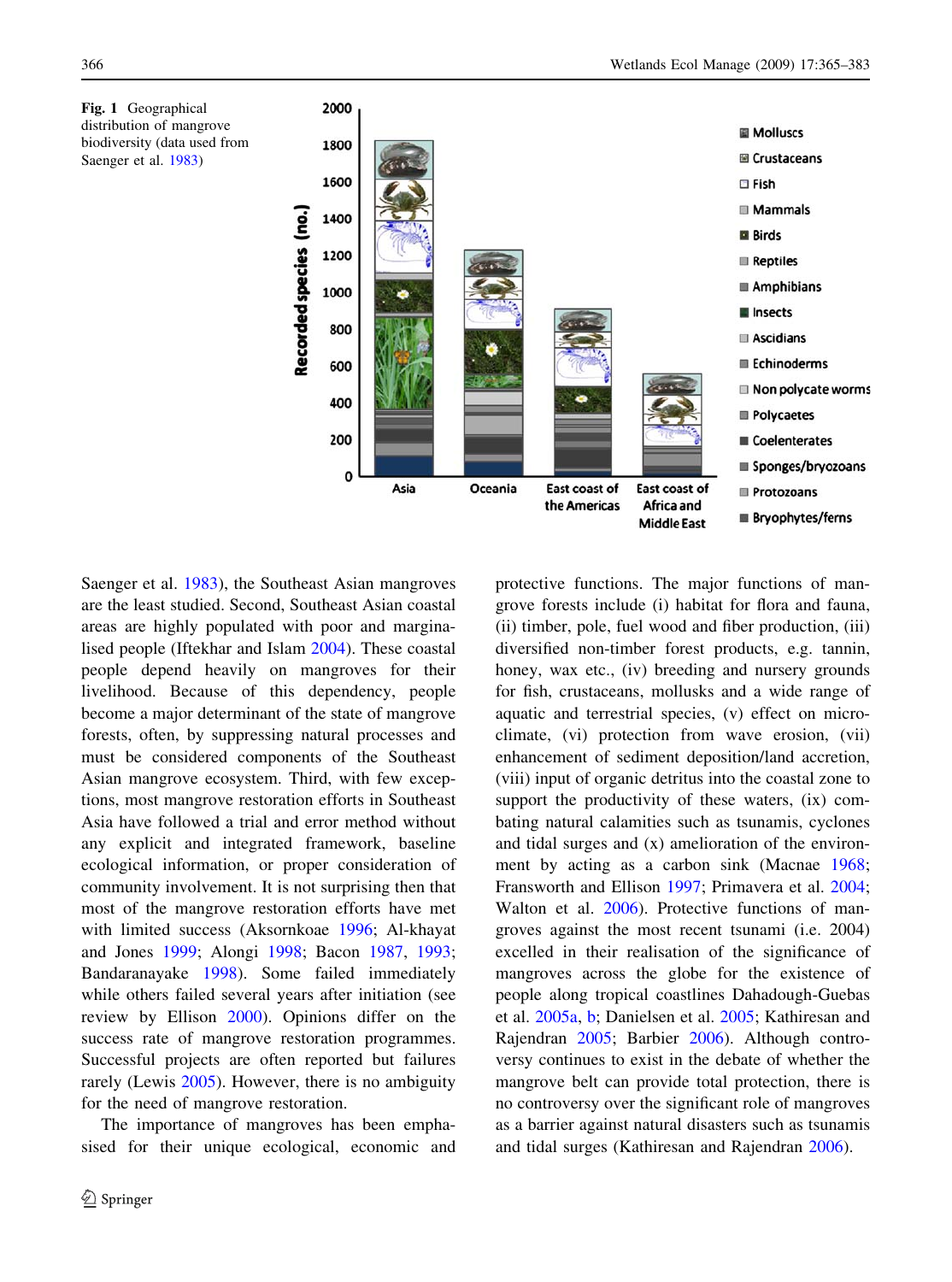Fig. 1 Geographical distribution of mangrove biodiversity (data used from Saenger et al. 1983)

Saenger et al. 1983), the Southeast Asian mangroves are the least studied. Second, Southeast Asian coastal areas are highly populated with poor and marginalised people (Iftekhar and Islam 2004). These coastal people depend heavily on mangroves for their livelihood. Because of this dependency, people become a major determinant of the state of mangrove forests, often, by suppressing natural processes and must be considered components of the Southeast Asian mangrove ecosystem. Third, with few exceptions, most mangrove restoration efforts in Southeast Asia have followed a trial and error method without any explicit and integrated framework, baseline ecological information, or proper consideration of community involvement. It is not surprising then that most of the mangrove restoration efforts have met with limited success (Aksornkoae 1996; Al-khayat and Jones 1999; Alongi 1998; Bacon 1987, 1993; Bandaranayake 1998). Some failed immediately while others failed several years after initiation (see review by Ellison 2000). Opinions differ on the success rate of mangrove restoration programmes. Successful projects are often reported but failures rarely (Lewis 2005). However, there is no ambiguity for the need of mangrove restoration.

The importance of mangroves has been emphasised for their unique ecological, economic and protective functions. The major functions of mangrove forests include (i) habitat for flora and fauna, (ii) timber, pole, fuel wood and fiber production, (iii) diversified non-timber forest products, e.g. tannin, honey, wax etc., (iv) breeding and nursery grounds for fish, crustaceans, mollusks and a wide range of aquatic and terrestrial species, (v) effect on micro-climate, (vi) protection from wave erosion, (vii) enhancement of sediment deposition/land accretion, (viii) input of organic detritus into the coastal zone to support the productivity of these waters, (ix) combating natural calamities such as tsunamis, cyclones and tidal surges and (x) amelioration of the environment by acting as a carbon sink (Macnae 1968; Fransworth and Ellison 1997; Primavera et al. 2004; Walton et al. 2006). Protective functions of mangroves against the most recent tsunami (i.e. 2004) excelled in their realisation of the significance of mangroves across the globe for the existence of people along tropical coastlines Dahadough-Guebas et al. 2005a, b; Danielsen et al. 2005; Kathiresan and Rajendran 2005; Barbier 2006). Although controversy continues to exist in the debate of whether the mangrove belt can provide total protection, there is no controversy over the significant role of mangroves as a barrier against natural disasters such as tsunamis and tidal surges (Kathiresan and Rajendran 2006).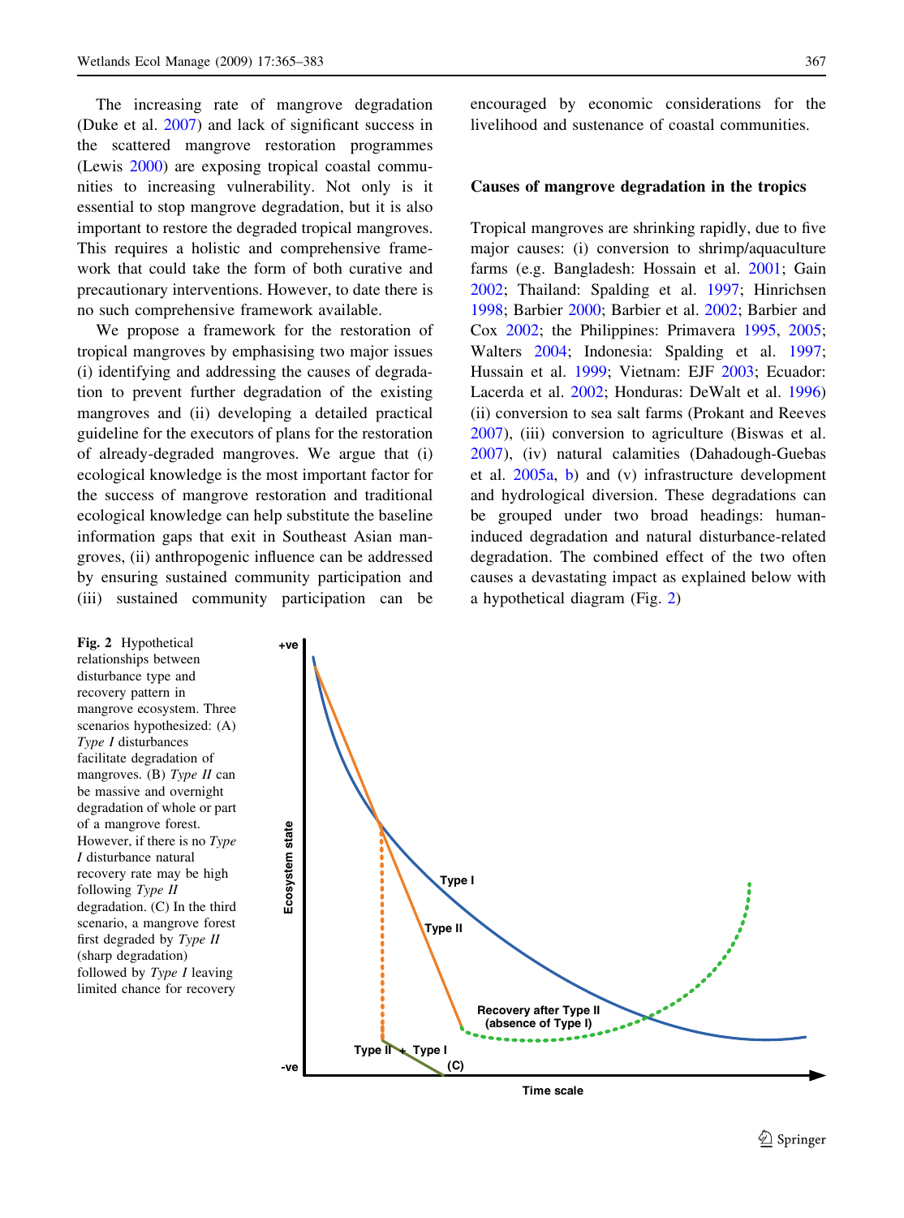The increasing rate of mangrove degradation (Duke et al. 2007) and lack of significant success in the scattered mangrove restoration programmes (Lewis 2000) are exposing tropical coastal communities to increasing vulnerability. Not only is it essential to stop mangrove degradation, but it is also important to restore the degraded tropical mangroves. This requires a holistic and comprehensive framework that could take the form of both curative and precautionary interventions. However, to date there is no such comprehensive framework available.

We propose a framework for the restoration of tropical mangroves by emphasising two major issues (i) identifying and addressing the causes of degradation to prevent further degradation of the existing mangroves and (ii) developing a detailed practical guideline for the executors of plans for the restoration of already-degraded mangroves. We argue that (i) ecological knowledge is the most important factor for the success of mangrove restoration and traditional ecological knowledge can help substitute the baseline information gaps that exit in Southeast Asian mangroves, (ii) anthropogenic influence can be addressed by ensuring sustained community participation and (iii) sustained community participation can be encouraged by economic considerations for the livelihood and sustenance of coastal communities.

## Causes of mangrove degradation in the tropics

Tropical mangroves are shrinking rapidly, due to five major causes: (i) conversion to shrimp/aquaculture farms (e.g. Bangladesh: Hossain et al. 2001; Gain 2002; Thailand: Spalding et al. 1997; Hinrichsen 1998; Barbier 2000; Barbier et al. 2002; Barbier and Cox 2002; the Philippines: Primavera 1995, 2005; Walters 2004; Indonesia: Spalding et al. 1997; Hussain et al. 1999; Vietnam: EJF 2003; Ecuador: Lacerda et al. 2002; Honduras: DeWalt et al. 1996) (ii) conversion to sea salt farms (Prokant and Reeves 2007), (iii) conversion to agriculture (Biswas et al. 2007), (iv) natural calamities (Dahadough-Guebas et al. 2005a, b) and (v) infrastructure development and hydrological diversion. These degradations can be grouped under two broad headings: human-induced degradation and natural disturbance-related degradation. The combined effect of the two often causes a devastating impact as explained below with a hypothetical diagram (Fig. 2)

**Fig. 2** Hypothetical relationships between disturbance type and recovery pattern in mangrove ecosystem. Three scenarios hypothesized: (A) *Type I* disturbances facilitate degradation of mangroves. (B) *Type II* can be massive and overnight degradation of whole or part of a mangrove forest. However, if there is no *Type I* disturbance natural recovery rate may be high following *Type II* degradation. (C) In the third scenario, a mangrove forest first degraded by *Type II* (sharp degradation) followed by *Type I* leaving limited chance for recovery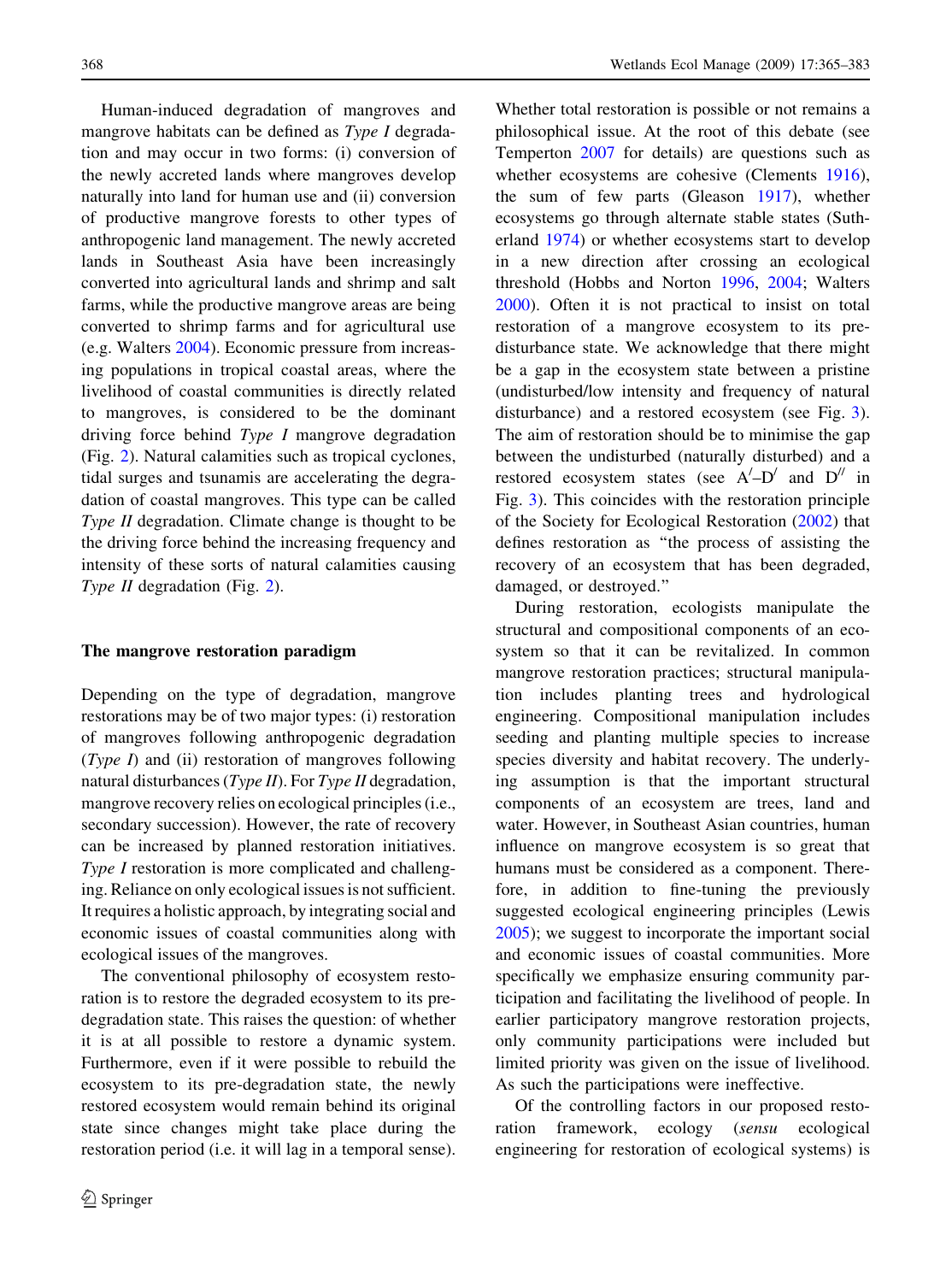Human-induced degradation of mangroves and mangrove habitats can be defined as *Type I* degradation and may occur in two forms: (i) conversion of the newly accreted lands where mangroves develop naturally into land for human use and (ii) conversion of productive mangrove forests to other types of anthropogenic land management. The newly accreted lands in Southeast Asia have been increasingly converted into agricultural lands and shrimp and salt farms, while the productive mangrove areas are being converted to shrimp farms and for agricultural use (e.g. Walters 2004). Economic pressure from increasing populations in tropical coastal areas, where the livelihood of coastal communities is directly related to mangroves, is considered to be the dominant driving force behind *Type I* mangrove degradation (Fig. 2). Natural calamities such as tropical cyclones, tidal surges and tsunamis are accelerating the degradation of coastal mangroves. This type can be called *Type II* degradation. Climate change is thought to be the driving force behind the increasing frequency and intensity of these sorts of natural calamities causing *Type II* degradation (Fig. 2).

## The mangrove restoration paradigm

Depending on the type of degradation, mangrove restorations may be of two major types: (i) restoration of mangroves following anthropogenic degradation (*Type I*) and (ii) restoration of mangroves following natural disturbances (*Type II*). For *Type II* degradation, mangrove recovery relies on ecological principles (i.e., secondary succession). However, the rate of recovery can be increased by planned restoration initiatives. *Type I* restoration is more complicated and challenging. Reliance on only ecological issues is not sufficient. It requires a holistic approach, by integrating social and economic issues of coastal communities along with ecological issues of the mangroves.

The conventional philosophy of ecosystem restoration is to restore the degraded ecosystem to its pre-degradation state. This raises the question: of whether it is at all possible to restore a dynamic system. Furthermore, even if it were possible to rebuild the ecosystem to its pre-degradation state, the newly restored ecosystem would remain behind its original state since changes might take place during the restoration period (i.e. it will lag in a temporal sense). Whether total restoration is possible or not remains a philosophical issue. At the root of this debate (see Temperton 2007 for details) are questions such as whether ecosystems are cohesive (Clements 1916), the sum of few parts (Gleason 1917), whether ecosystems go through alternate stable states (Sutherland 1974) or whether ecosystems start to develop in a new direction after crossing an ecological threshold (Hobbs and Norton 1996, 2004; Walters 2000). Often it is not practical to insist on total restoration of a mangrove ecosystem to its pre-disturbance state. We acknowledge that there might be a gap in the ecosystem state between a pristine (undisturbed/low intensity and frequency of natural disturbance) and a restored ecosystem (see Fig. 3). The aim of restoration should be to minimise the gap between the undisturbed (naturally disturbed) and a restored ecosystem states (see $A'$–$D'$ and $D''$ in Fig. 3). This coincides with the restoration principle of the Society for Ecological Restoration (2002) that defines restoration as "the process of assisting the recovery of an ecosystem that has been degraded, damaged, or destroyed."

During restoration, ecologists manipulate the structural and compositional components of an ecosystem so that it can be revitalized. In common mangrove restoration practices; structural manipulation includes planting trees and hydrological engineering. Compositional manipulation includes seeding and planting multiple species to increase species diversity and habitat recovery. The underlying assumption is that the important structural components of an ecosystem are trees, land and water. However, in Southeast Asian countries, human influence on mangrove ecosystem is so great that humans must be considered as a component. Therefore, in addition to fine-tuning the previously suggested ecological engineering principles (Lewis 2005); we suggest to incorporate the important social and economic issues of coastal communities. More specifically we emphasize ensuring community participation and facilitating the livelihood of people. In earlier participatory mangrove restoration projects, only community participations were included but limited priority was given on the issue of livelihood. As such the participations were ineffective.

Of the controlling factors in our proposed restoration framework, ecology (*sensu* ecological engineering for restoration of ecological systems) is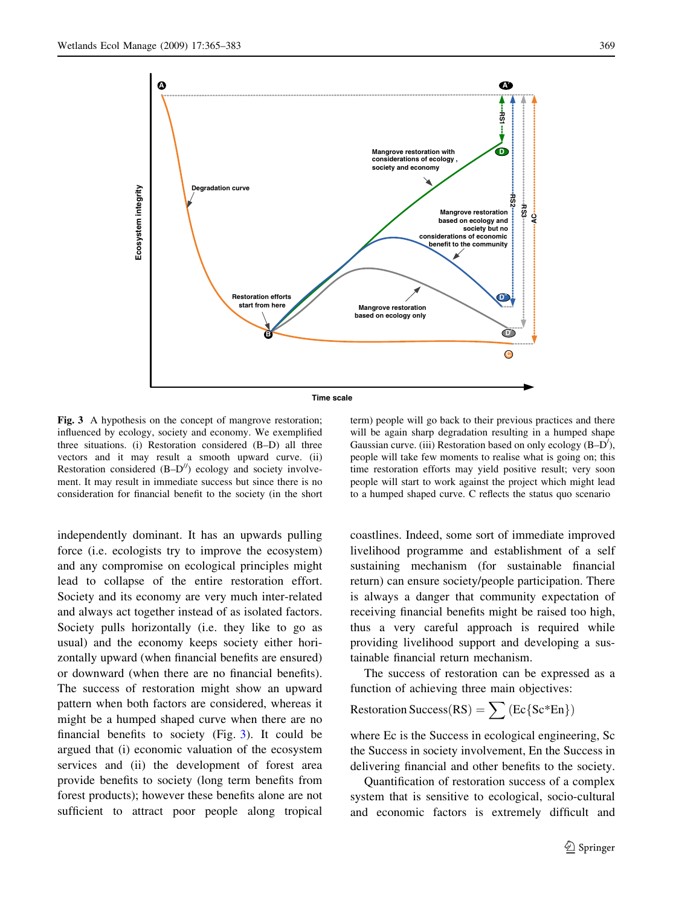A'

A

Ecosystem integrity

Degradation curve

Mangrove restoration with considerations of ecology , society and economy

D

RS1

RS2

RS3

AC

Mangrove restoration based on ecology and society but no considerations of economic benefit to the community

D''

Restoration efforts start from here

Mangrove restoration based on ecology only

D'

B

C

Time scale

**Fig. 3** A hypothesis on the concept of mangrove restoration; influenced by ecology, society and economy. We exemplified three situations. (i) Restoration considered (B–D) all three vectors and it may result a smooth upward curve. (ii) Restoration considered (B–D″) ecology and society involvement. It may result in immediate success but since there is no consideration for financial benefit to the society (in the short term) people will go back to their previous practices and there will be again sharp degradation resulting in a humped shape Gaussian curve. (iii) Restoration based on only ecology (B–D′), people will take few moments to realise what is going on; this time restoration efforts may yield positive result; very soon people will start to work against the project which might lead to a humped shaped curve. C reflects the status quo scenario

independently dominant. It has an upwards pulling force (i.e. ecologists try to improve the ecosystem) and any compromise on ecological principles might lead to collapse of the entire restoration effort. Society and its economy are very much inter-related and always act together instead of as isolated factors. Society pulls horizontally (i.e. they like to go as usual) and the economy keeps society either horizontally upward (when financial benefits are ensured) or downward (when there are no financial benefits). The success of restoration might show an upward pattern when both factors are considered, whereas it might be a humped shaped curve when there are no financial benefits to society (Fig. 3). It could be argued that (i) economic valuation of the ecosystem services and (ii) the development of forest area provide benefits to society (long term benefits from forest products); however these benefits alone are not sufficient to attract poor people along tropical coastlines. Indeed, some sort of immediate improved livelihood programme and establishment of a self sustaining mechanism (for sustainable financial return) can ensure society/people participation. There is always a danger that community expectation of receiving financial benefits might be raised too high, thus a very careful approach is required while providing livelihood support and developing a sustainable financial return mechanism.

The success of restoration can be expressed as a function of achieving three main objectives:

$$\text{Restoration Success(RS)} = \sum (\text{Ec}\{\text{Sc*En}\})$$

where Ec is the Success in ecological engineering, Sc the Success in society involvement, En the Success in delivering financial and other benefits to the society.

Quantification of restoration success of a complex system that is sensitive to ecological, socio-cultural and economic factors is extremely difficult and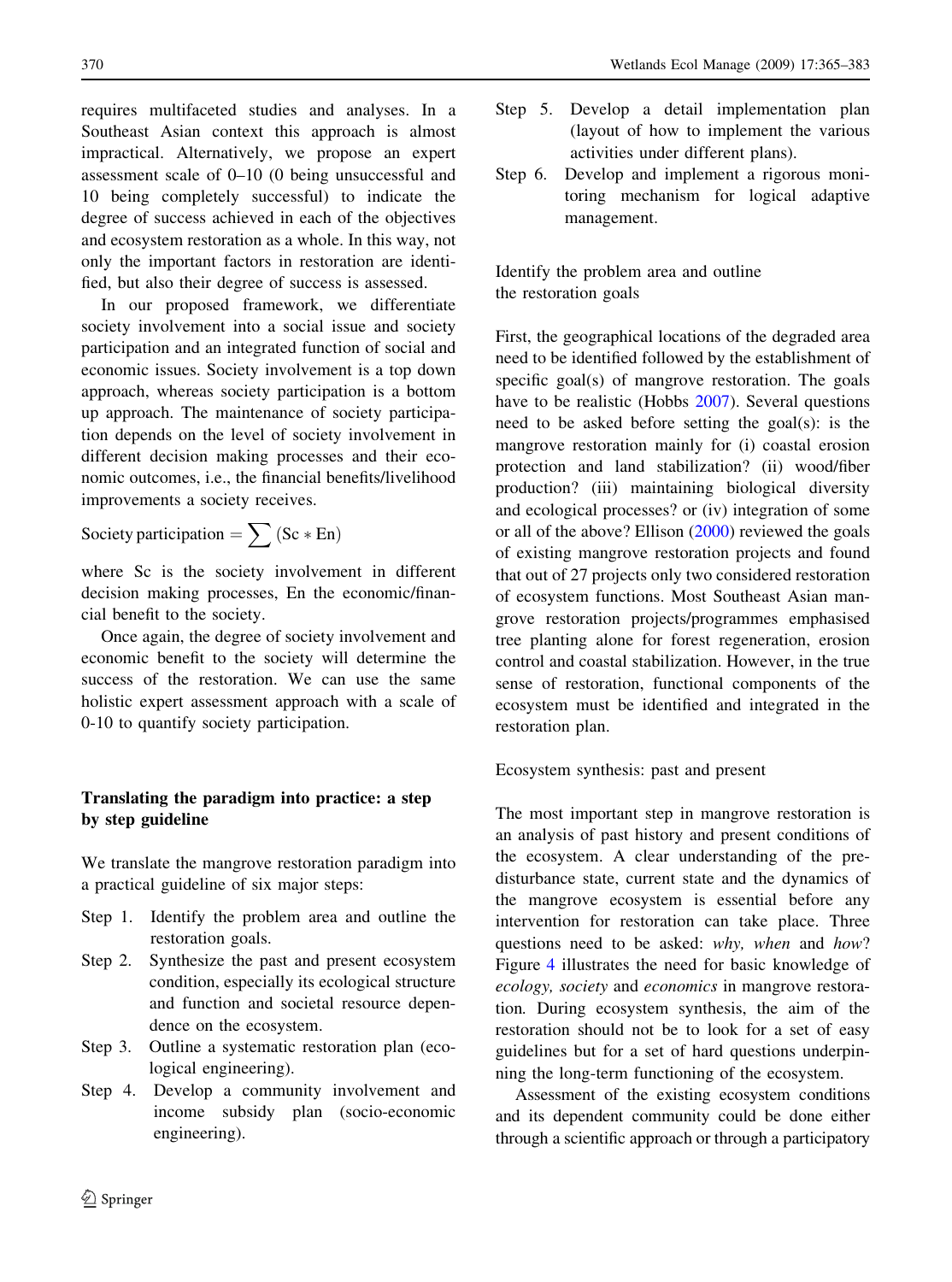requires multifaceted studies and analyses. In a Southeast Asian context this approach is almost impractical. Alternatively, we propose an expert assessment scale of 0–10 (0 being unsuccessful and 10 being completely successful) to indicate the degree of success achieved in each of the objectives and ecosystem restoration as a whole. In this way, not only the important factors in restoration are identified, but also their degree of success is assessed.

In our proposed framework, we differentiate society involvement into a social issue and society participation and an integrated function of social and economic issues. Society involvement is a top down approach, whereas society participation is a bottom up approach. The maintenance of society participation depends on the level of society involvement in different decision making processes and their economic outcomes, i.e., the financial benefits/livelihood improvements a society receives.

$$\text{Society participation} = \sum (\text{Sc} * \text{En})$$

where Sc is the society involvement in different decision making processes, En the economic/financial benefit to the society.

Once again, the degree of society involvement and economic benefit to the society will determine the success of the restoration. We can use the same holistic expert assessment approach with a scale of 0-10 to quantify society participation.

## Translating the paradigm into practice: a step by step guideline

We translate the mangrove restoration paradigm into a practical guideline of six major steps:

- Step 1. Identify the problem area and outline the restoration goals.
- Step 2. Synthesize the past and present ecosystem condition, especially its ecological structure and function and societal resource dependence on the ecosystem.
- Step 3. Outline a systematic restoration plan (ecological engineering).
- Step 4. Develop a community involvement and income subsidy plan (socio-economic engineering).
- Step 5. Develop a detail implementation plan (layout of how to implement the various activities under different plans).
- Step 6. Develop and implement a rigorous monitoring mechanism for logical adaptive management.

### Identify the problem area and outline the restoration goals

First, the geographical locations of the degraded area need to be identified followed by the establishment of specific goal(s) of mangrove restoration. The goals have to be realistic (Hobbs 2007). Several questions need to be asked before setting the goal(s): is the mangrove restoration mainly for (i) coastal erosion protection and land stabilization? (ii) wood/fiber production? (iii) maintaining biological diversity and ecological processes? or (iv) integration of some or all of the above? Ellison (2000) reviewed the goals of existing mangrove restoration projects and found that out of 27 projects only two considered restoration of ecosystem functions. Most Southeast Asian mangrove restoration projects/programmes emphasised tree planting alone for forest regeneration, erosion control and coastal stabilization. However, in the true sense of restoration, functional components of the ecosystem must be identified and integrated in the restoration plan.

### Ecosystem synthesis: past and present

The most important step in mangrove restoration is an analysis of past history and present conditions of the ecosystem. A clear understanding of the pre-disturbance state, current state and the dynamics of the mangrove ecosystem is essential before any intervention for restoration can take place. Three questions need to be asked: *why, when* and *how*? Figure 4 illustrates the need for basic knowledge of *ecology, society* and *economics* in mangrove restoration. During ecosystem synthesis, the aim of the restoration should not be to look for a set of easy guidelines but for a set of hard questions underpinning the long-term functioning of the ecosystem.

Assessment of the existing ecosystem conditions and its dependent community could be done either through a scientific approach or through a participatory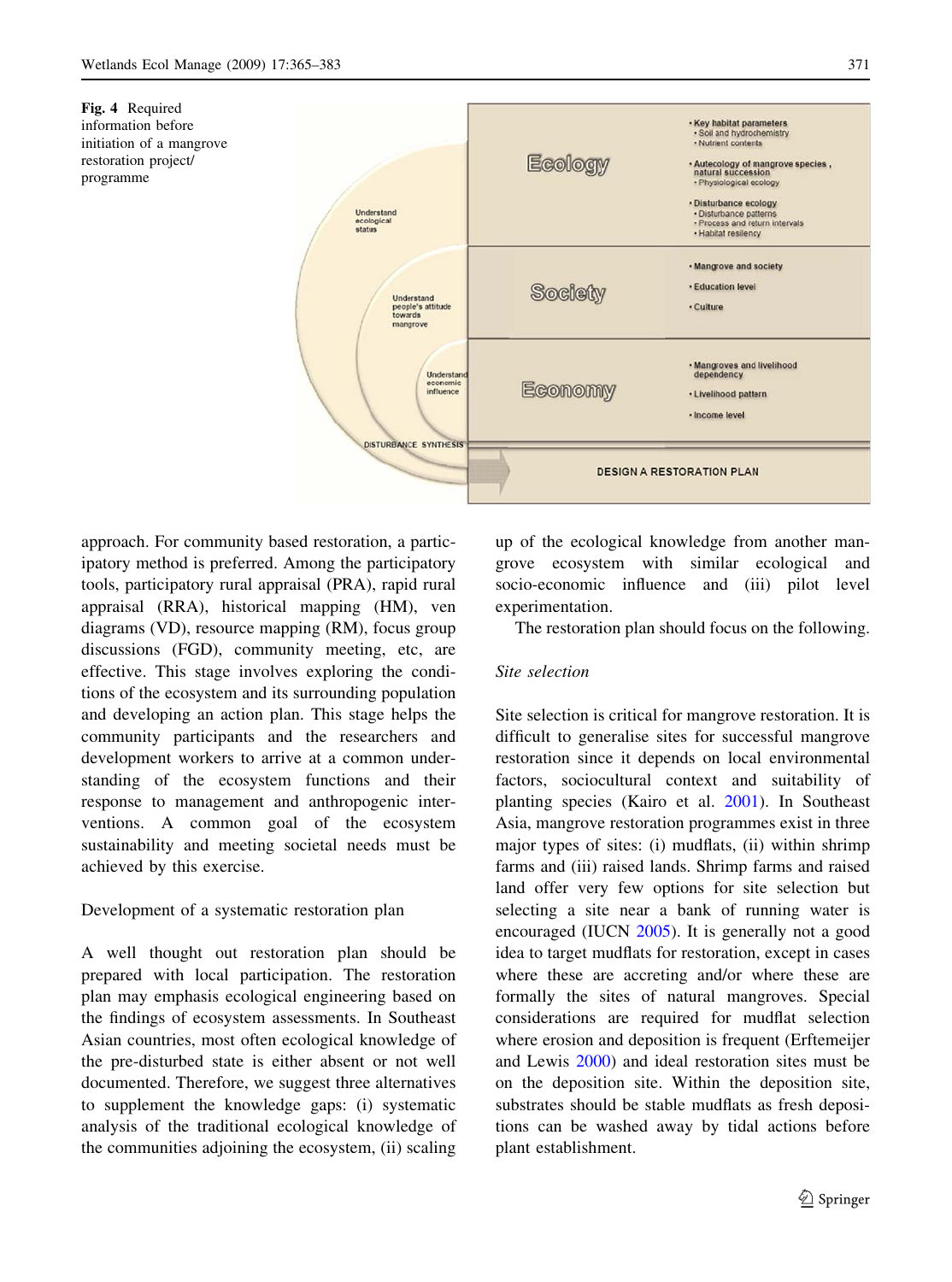Fig. 4 Required information before initiation of a mangrove restoration project/ programme

Understand ecological status

Understand people's attitude towards mangrove

Understand economic influence

DISTURBANCE SYNTHESIS

Ecology

• Key habitat parameters
• Soil and hydrochemistry
• Nutrient contents

• Autecology of mangrove species, natural succession
• Physiological ecology

• Disturbance ecology
• Disturbance patterns
• Process and return intervals
• Habitat resiliency

Society

• Mangrove and society

• Education level

• Culture

Economy

• Mangroves and livelihood dependency

• Livelihood pattern

• Income level

DESIGN A RESTORATION PLAN

approach. For community based restoration, a participatory method is preferred. Among the participatory tools, participatory rural appraisal (PRA), rapid rural appraisal (RRA), historical mapping (HM), ven diagrams (VD), resource mapping (RM), focus group discussions (FGD), community meeting, etc, are effective. This stage involves exploring the conditions of the ecosystem and its surrounding population and developing an action plan. This stage helps the community participants and the researchers and development workers to arrive at a common understanding of the ecosystem functions and their response to management and anthropogenic interventions. A common goal of the ecosystem sustainability and meeting societal needs must be achieved by this exercise.

## Development of a systematic restoration plan

A well thought out restoration plan should be prepared with local participation. The restoration plan may emphasis ecological engineering based on the findings of ecosystem assessments. In Southeast Asian countries, most often ecological knowledge of the pre-disturbed state is either absent or not well documented. Therefore, we suggest three alternatives to supplement the knowledge gaps: (i) systematic analysis of the traditional ecological knowledge of the communities adjoining the ecosystem, (ii) scaling up of the ecological knowledge from another mangrove ecosystem with similar ecological and socio-economic influence and (iii) pilot level experimentation.

The restoration plan should focus on the following.

### *Site selection*

Site selection is critical for mangrove restoration. It is difficult to generalise sites for successful mangrove restoration since it depends on local environmental factors, sociocultural context and suitability of planting species (Kairo et al. 2001). In Southeast Asia, mangrove restoration programmes exist in three major types of sites: (i) mudflats, (ii) within shrimp farms and (iii) raised lands. Shrimp farms and raised land offer very few options for site selection but selecting a site near a bank of running water is encouraged (IUCN 2005). It is generally not a good idea to target mudflats for restoration, except in cases where these are accreting and/or where these are formally the sites of natural mangroves. Special considerations are required for mudflat selection where erosion and deposition is frequent (Erftemeijer and Lewis 2000) and ideal restoration sites must be on the deposition site. Within the deposition site, substrates should be stable mudflats as fresh depositions can be washed away by tidal actions before plant establishment.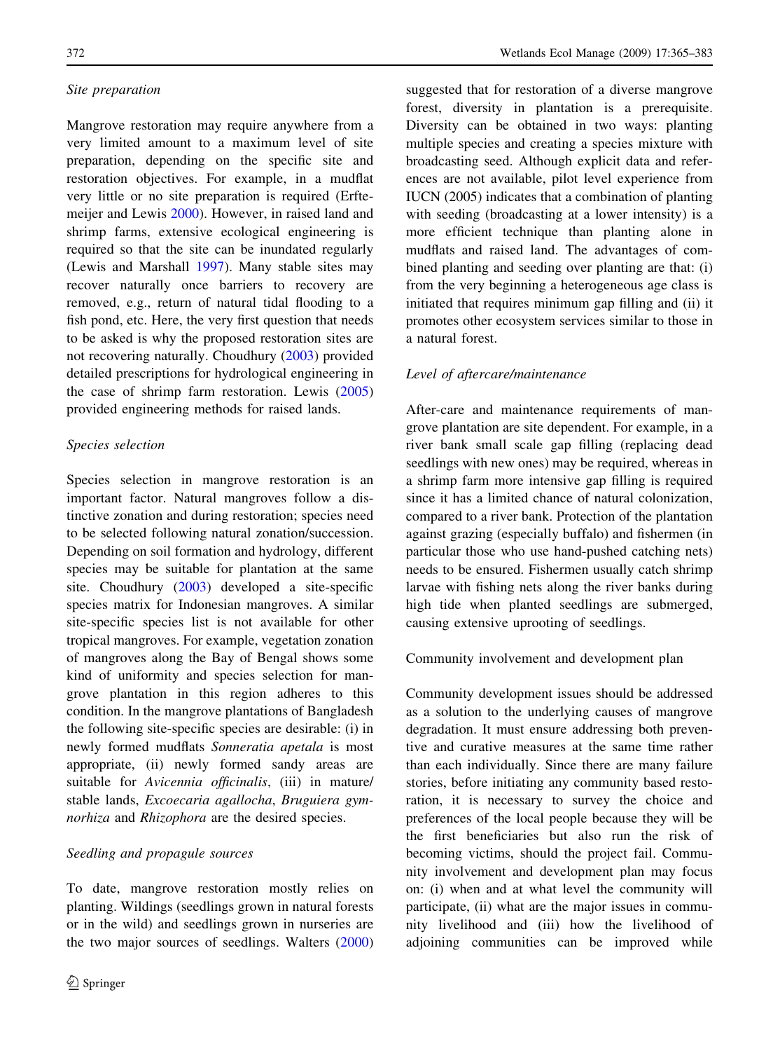*Site preparation*

Mangrove restoration may require anywhere from a very limited amount to a maximum level of site preparation, depending on the specific site and restoration objectives. For example, in a mudflat very little or no site preparation is required (Erftemeijer and Lewis 2000). However, in raised land and shrimp farms, extensive ecological engineering is required so that the site can be inundated regularly (Lewis and Marshall 1997). Many stable sites may recover naturally once barriers to recovery are removed, e.g., return of natural tidal flooding to a fish pond, etc. Here, the very first question that needs to be asked is why the proposed restoration sites are not recovering naturally. Choudhury (2003) provided detailed prescriptions for hydrological engineering in the case of shrimp farm restoration. Lewis (2005) provided engineering methods for raised lands.

*Species selection*

Species selection in mangrove restoration is an important factor. Natural mangroves follow a distinctive zonation and during restoration; species need to be selected following natural zonation/succession. Depending on soil formation and hydrology, different species may be suitable for plantation at the same site. Choudhury (2003) developed a site-specific species matrix for Indonesian mangroves. A similar site-specific species list is not available for other tropical mangroves. For example, vegetation zonation of mangroves along the Bay of Bengal shows some kind of uniformity and species selection for mangrove plantation in this region adheres to this condition. In the mangrove plantations of Bangladesh the following site-specific species are desirable: (i) in newly formed mudflats *Sonneratia apetala* is most appropriate, (ii) newly formed sandy areas are suitable for *Avicennia officinalis*, (iii) in mature/stable lands, *Excoecaria agallocha*, *Bruguiera gymnorhiza* and *Rhizophora* are the desired species.

*Seedling and propagule sources*

To date, mangrove restoration mostly relies on planting. Wildings (seedlings grown in natural forests or in the wild) and seedlings grown in nurseries are the two major sources of seedlings. Walters (2000) suggested that for restoration of a diverse mangrove forest, diversity in plantation is a prerequisite. Diversity can be obtained in two ways: planting multiple species and creating a species mixture with broadcasting seed. Although explicit data and references are not available, pilot level experience from IUCN (2005) indicates that a combination of planting with seeding (broadcasting at a lower intensity) is a more efficient technique than planting alone in mudflats and raised land. The advantages of combined planting and seeding over planting are that: (i) from the very beginning a heterogeneous age class is initiated that requires minimum gap filling and (ii) it promotes other ecosystem services similar to those in a natural forest.

*Level of aftercare/maintenance*

After-care and maintenance requirements of mangrove plantation are site dependent. For example, in a river bank small scale gap filling (replacing dead seedlings with new ones) may be required, whereas in a shrimp farm more intensive gap filling is required since it has a limited chance of natural colonization, compared to a river bank. Protection of the plantation against grazing (especially buffalo) and fishermen (in particular those who use hand-pushed catching nets) needs to be ensured. Fishermen usually catch shrimp larvae with fishing nets along the river banks during high tide when planted seedlings are submerged, causing extensive uprooting of seedlings.

Community involvement and development plan

Community development issues should be addressed as a solution to the underlying causes of mangrove degradation. It must ensure addressing both preventive and curative measures at the same time rather than each individually. Since there are many failure stories, before initiating any community based restoration, it is necessary to survey the choice and preferences of the local people because they will be the first beneficiaries but also run the risk of becoming victims, should the project fail. Community involvement and development plan may focus on: (i) when and at what level the community will participate, (ii) what are the major issues in community livelihood and (iii) how the livelihood of adjoining communities can be improved while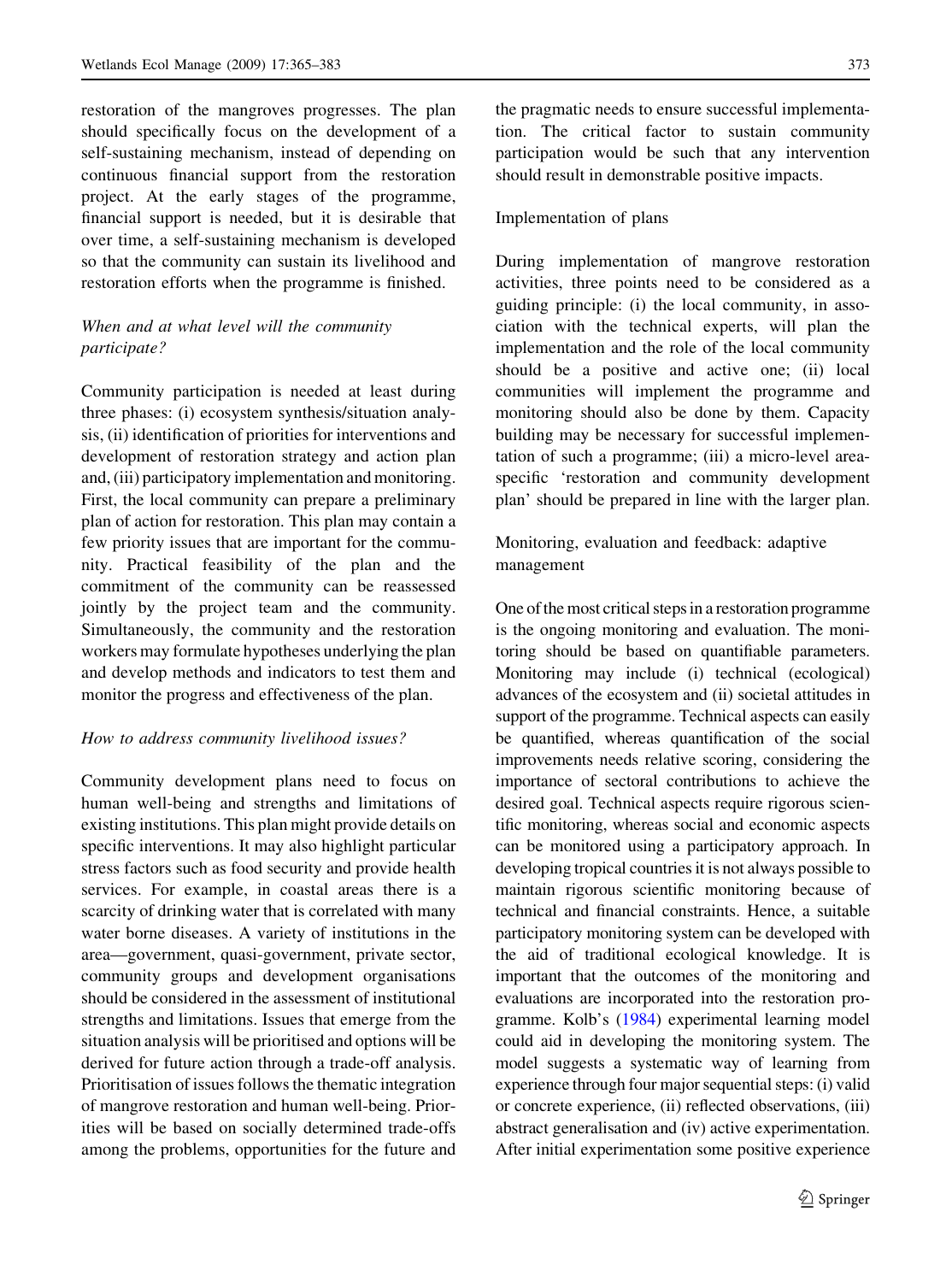restoration of the mangroves progresses. The plan should specifically focus on the development of a self-sustaining mechanism, instead of depending on continuous financial support from the restoration project. At the early stages of the programme, financial support is needed, but it is desirable that over time, a self-sustaining mechanism is developed so that the community can sustain its livelihood and restoration efforts when the programme is finished.

### *When and at what level will the community participate?*

Community participation is needed at least during three phases: (i) ecosystem synthesis/situation analysis, (ii) identification of priorities for interventions and development of restoration strategy and action plan and, (iii) participatory implementation and monitoring. First, the local community can prepare a preliminary plan of action for restoration. This plan may contain a few priority issues that are important for the community. Practical feasibility of the plan and the commitment of the community can be reassessed jointly by the project team and the community. Simultaneously, the community and the restoration workers may formulate hypotheses underlying the plan and develop methods and indicators to test them and monitor the progress and effectiveness of the plan.

### *How to address community livelihood issues?*

Community development plans need to focus on human well-being and strengths and limitations of existing institutions. This plan might provide details on specific interventions. It may also highlight particular stress factors such as food security and provide health services. For example, in coastal areas there is a scarcity of drinking water that is correlated with many water borne diseases. A variety of institutions in the area—government, quasi-government, private sector, community groups and development organisations should be considered in the assessment of institutional strengths and limitations. Issues that emerge from the situation analysis will be prioritised and options will be derived for future action through a trade-off analysis. Prioritisation of issues follows the thematic integration of mangrove restoration and human well-being. Priorities will be based on socially determined trade-offs among the problems, opportunities for the future and the pragmatic needs to ensure successful implementation. The critical factor to sustain community participation would be such that any intervention should result in demonstrable positive impacts.

## Implementation of plans

During implementation of mangrove restoration activities, three points need to be considered as a guiding principle: (i) the local community, in association with the technical experts, will plan the implementation and the role of the local community should be a positive and active one; (ii) local communities will implement the programme and monitoring should also be done by them. Capacity building may be necessary for successful implementation of such a programme; (iii) a micro-level area-specific 'restoration and community development plan' should be prepared in line with the larger plan.

## Monitoring, evaluation and feedback: adaptive management

One of the most critical steps in a restoration programme is the ongoing monitoring and evaluation. The monitoring should be based on quantifiable parameters. Monitoring may include (i) technical (ecological) advances of the ecosystem and (ii) societal attitudes in support of the programme. Technical aspects can easily be quantified, whereas quantification of the social improvements needs relative scoring, considering the importance of sectoral contributions to achieve the desired goal. Technical aspects require rigorous scientific monitoring, whereas social and economic aspects can be monitored using a participatory approach. In developing tropical countries it is not always possible to maintain rigorous scientific monitoring because of technical and financial constraints. Hence, a suitable participatory monitoring system can be developed with the aid of traditional ecological knowledge. It is important that the outcomes of the monitoring and evaluations are incorporated into the restoration programme. Kolb's (1984) experimental learning model could aid in developing the monitoring system. The model suggests a systematic way of learning from experience through four major sequential steps: (i) valid or concrete experience, (ii) reflected observations, (iii) abstract generalisation and (iv) active experimentation. After initial experimentation some positive experience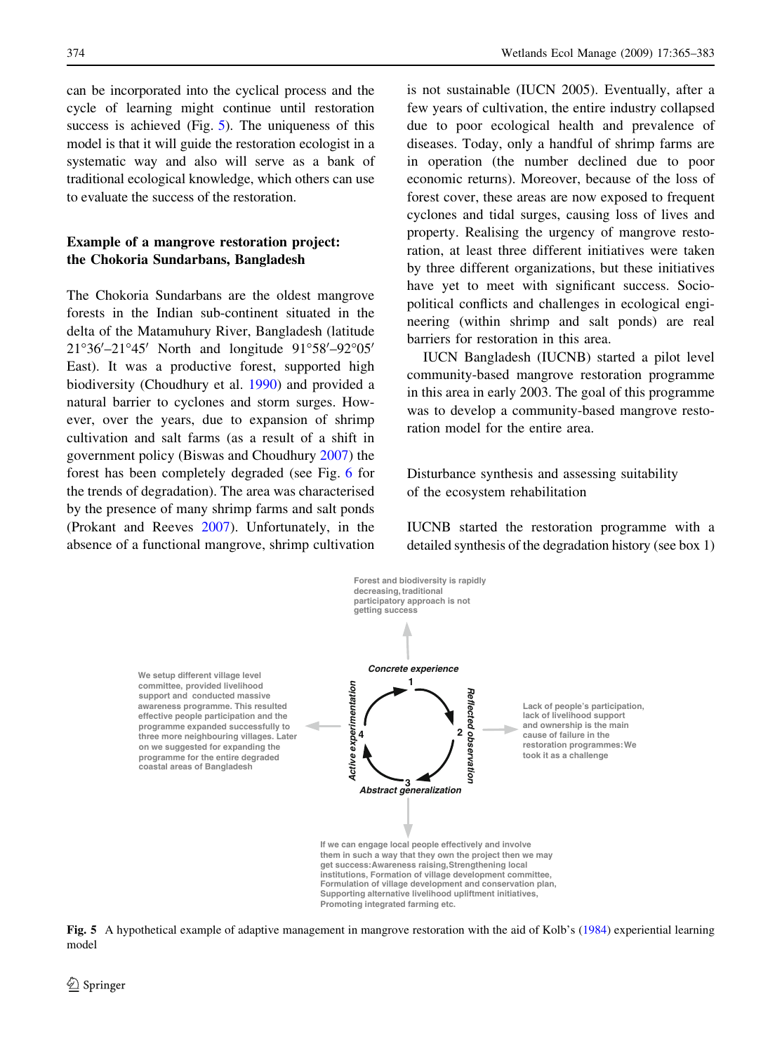can be incorporated into the cyclical process and the cycle of learning might continue until restoration success is achieved (Fig. 5). The uniqueness of this model is that it will guide the restoration ecologist in a systematic way and also will serve as a bank of traditional ecological knowledge, which others can use to evaluate the success of the restoration.

## Example of a mangrove restoration project: the Chokoria Sundarbans, Bangladesh

The Chokoria Sundarbans are the oldest mangrove forests in the Indian sub-continent situated in the delta of the Matamuhury River, Bangladesh (latitude 21°36′–21°45′ North and longitude 91°58′–92°05′ East). It was a productive forest, supported high biodiversity (Choudhury et al. 1990) and provided a natural barrier to cyclones and storm surges. However, over the years, due to expansion of shrimp cultivation and salt farms (as a result of a shift in government policy (Biswas and Choudhury 2007) the forest has been completely degraded (see Fig. 6 for the trends of degradation). The area was characterised by the presence of many shrimp farms and salt ponds (Prokant and Reeves 2007). Unfortunately, in the absence of a functional mangrove, shrimp cultivation is not sustainable (IUCN 2005). Eventually, after a few years of cultivation, the entire industry collapsed due to poor ecological health and prevalence of diseases. Today, only a handful of shrimp farms are in operation (the number declined due to poor economic returns). Moreover, because of the loss of forest cover, these areas are now exposed to frequent cyclones and tidal surges, causing loss of lives and property. Realising the urgency of mangrove restoration, at least three different initiatives were taken by three different organizations, but these initiatives have yet to meet with significant success. Socio-political conflicts and challenges in ecological engineering (within shrimp and salt ponds) are real barriers for restoration in this area.

IUCN Bangladesh (IUCNB) started a pilot level community-based mangrove restoration programme in this area in early 2003. The goal of this programme was to develop a community-based mangrove restoration model for the entire area.

### Disturbance synthesis and assessing suitability of the ecosystem rehabilitation

IUCNB started the restoration programme with a detailed synthesis of the degradation history (see box 1)

Forest and biodiversity is rapidly decreasing, traditional participatory approach is not getting success

Concrete experience
1

Reflected observation
2

Lack of people's participation, lack of livelihood support and ownership is the main cause of failure in the restoration programmes: We took it as a challenge

3
Abstract generalization

If we can engage local people effectively and involve them in such a way that they own the project then we may get success: Awareness raising, Strengthening local institutions, Formation of village development committee, Formulation of village development and conservation plan, Supporting alternative livelihood upliftment initiatives, Promoting integrated farming etc.

Active experimentation
4

We setup different village level committee, provided livelihood support and conducted massive awareness programme. This resulted effective people participation and the programme expanded successfully to three more neighbouring villages. Later on we suggested for expanding the programme for the entire degraded coastal areas of Bangladesh

**Fig. 5** A hypothetical example of adaptive management in mangrove restoration with the aid of Kolb's (1984) experiential learning model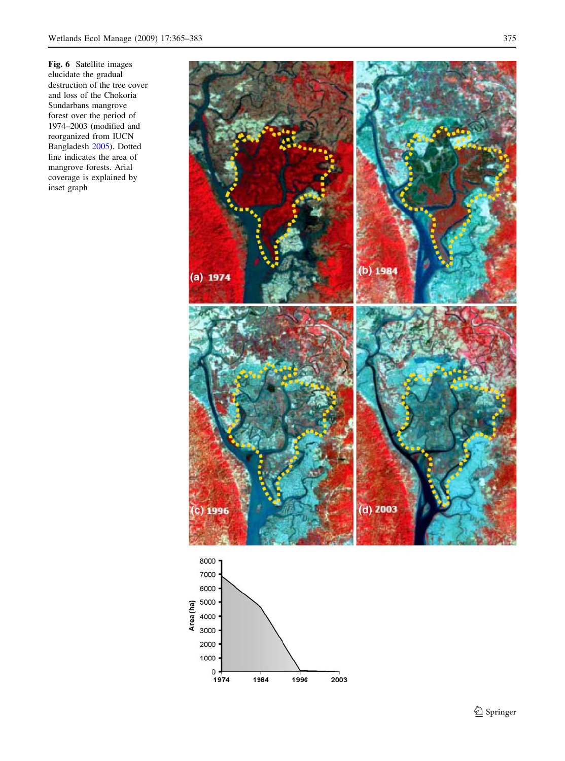**Fig. 6** Satellite images elucidate the gradual destruction of the tree cover and loss of the Chokoria Sundarbans mangrove forest over the period of 1974–2003 (modified and reorganized from IUCN Bangladesh 2005). Dotted line indicates the area of mangrove forests. Arial coverage is explained by inset graph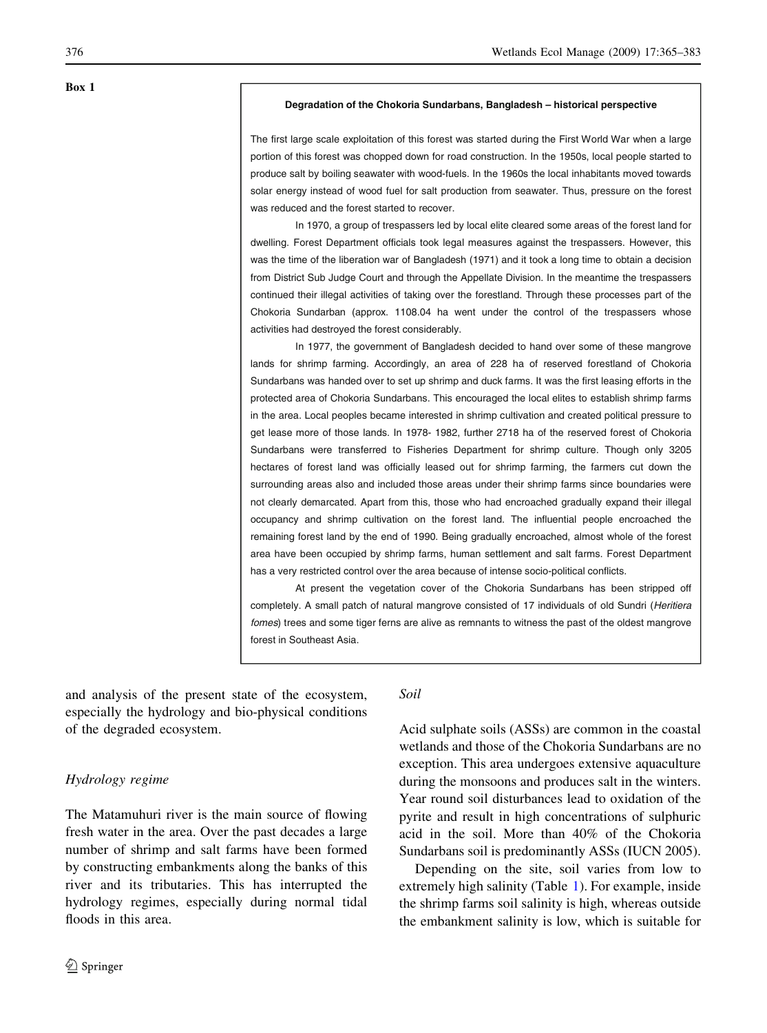**Box 1**

**Degradation of the Chokoria Sundarbans, Bangladesh – historical perspective**

The first large scale exploitation of this forest was started during the First World War when a large portion of this forest was chopped down for road construction. In the 1950s, local people started to produce salt by boiling seawater with wood-fuels. In the 1960s the local inhabitants moved towards solar energy instead of wood fuel for salt production from seawater. Thus, pressure on the forest was reduced and the forest started to recover.

In 1970, a group of trespassers led by local elite cleared some areas of the forest land for dwelling. Forest Department officials took legal measures against the trespassers. However, this was the time of the liberation war of Bangladesh (1971) and it took a long time to obtain a decision from District Sub Judge Court and through the Appellate Division. In the meantime the trespassers continued their illegal activities of taking over the forestland. Through these processes part of the Chokoria Sundarban (approx. 1108.04 ha went under the control of the trespassers whose activities had destroyed the forest considerably.

In 1977, the government of Bangladesh decided to hand over some of these mangrove lands for shrimp farming. Accordingly, an area of 228 ha of reserved forestland of Chokoria Sundarbans was handed over to set up shrimp and duck farms. It was the first leasing efforts in the protected area of Chokoria Sundarbans. This encouraged the local elites to establish shrimp farms in the area. Local peoples became interested in shrimp cultivation and created political pressure to get lease more of those lands. In 1978- 1982, further 2718 ha of the reserved forest of Chokoria Sundarbans were transferred to Fisheries Department for shrimp culture. Though only 3205 hectares of forest land was officially leased out for shrimp farming, the farmers cut down the surrounding areas also and included those areas under their shrimp farms since boundaries were not clearly demarcated. Apart from this, those who had encroached gradually expand their illegal occupancy and shrimp cultivation on the forest land. The influential people encroached the remaining forest land by the end of 1990. Being gradually encroached, almost whole of the forest area have been occupied by shrimp farms, human settlement and salt farms. Forest Department has a very restricted control over the area because of intense socio-political conflicts.

At present the vegetation cover of the Chokoria Sundarbans has been stripped off completely. A small patch of natural mangrove consisted of 17 individuals of old Sundri (*Heritiera fomes*) trees and some tiger ferns are alive as remnants to witness the past of the oldest mangrove forest in Southeast Asia.

and analysis of the present state of the ecosystem, especially the hydrology and bio-physical conditions of the degraded ecosystem.

*Hydrology regime*

The Matamuhuri river is the main source of flowing fresh water in the area. Over the past decades a large number of shrimp and salt farms have been formed by constructing embankments along the banks of this river and its tributaries. This has interrupted the hydrology regimes, especially during normal tidal floods in this area.

*Soil*

Acid sulphate soils (ASSs) are common in the coastal wetlands and those of the Chokoria Sundarbans are no exception. This area undergoes extensive aquaculture during the monsoons and produces salt in the winters. Year round soil disturbances lead to oxidation of the pyrite and result in high concentrations of sulphuric acid in the soil. More than 40% of the Chokoria Sundarbans soil is predominantly ASSs (IUCN 2005).

Depending on the site, soil varies from low to extremely high salinity (Table 1). For example, inside the shrimp farms soil salinity is high, whereas outside the embankment salinity is low, which is suitable for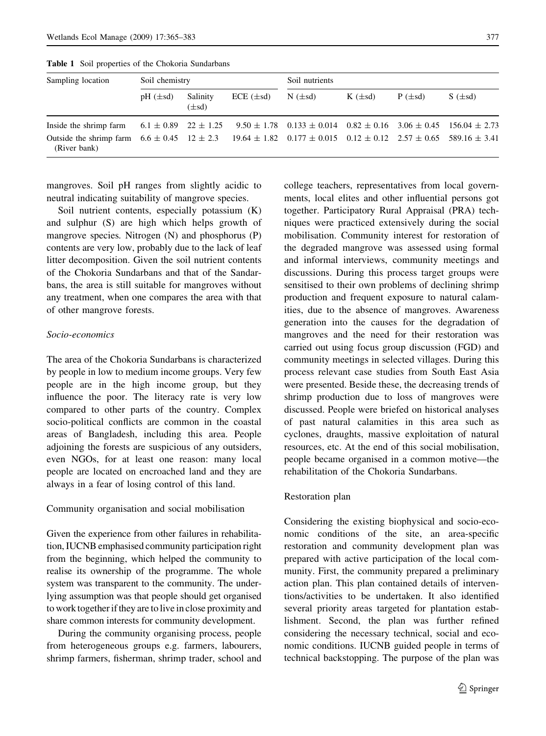**Table 1** Soil properties of the Chokoria Sundarbans

| Sampling location | Soil chemistry | | | Soil nutrients | | | |
|---|---|---|---|---|---|---|---|
| | pH (±sd) | Salinity (±sd) | ECE (±sd) | N (±sd) | K (±sd) | P (±sd) | S (±sd) |
| Inside the shrimp farm | 6.1 ± 0.89 | 22 ± 1.25 | 9.50 ± 1.78 | 0.133 ± 0.014 | 0.82 ± 0.16 | 3.06 ± 0.45 | 156.04 ± 2.73 |
| Outside the shrimp farm (River bank) | 6.6 ± 0.45 | 12 ± 2.3 | 19.64 ± 1.82 | 0.177 ± 0.015 | 0.12 ± 0.12 | 2.57 ± 0.65 | 589.16 ± 3.41 |

mangroves. Soil pH ranges from slightly acidic to neutral indicating suitability of mangrove species.

Soil nutrient contents, especially potassium (K) and sulphur (S) are high which helps growth of mangrove species. Nitrogen (N) and phosphorus (P) contents are very low, probably due to the lack of leaf litter decomposition. Given the soil nutrient contents of the Chokoria Sundarbans and that of the Sandarbans, the area is still suitable for mangroves without any treatment, when one compares the area with that of other mangrove forests.

### *Socio-economics*

The area of the Chokoria Sundarbans is characterized by people in low to medium income groups. Very few people are in the high income group, but they influence the poor. The literacy rate is very low compared to other parts of the country. Complex socio-political conflicts are common in the coastal areas of Bangladesh, including this area. People adjoining the forests are suspicious of any outsiders, even NGOs, for at least one reason: many local people are located on encroached land and they are always in a fear of losing control of this land.

### Community organisation and social mobilisation

Given the experience from other failures in rehabilitation, IUCNB emphasised community participation right from the beginning, which helped the community to realise its ownership of the programme. The whole system was transparent to the community. The underlying assumption was that people should get organised to work together if they are to live in close proximity and share common interests for community development.

During the community organising process, people from heterogeneous groups e.g. farmers, labourers, shrimp farmers, fisherman, shrimp trader, school and college teachers, representatives from local governments, local elites and other influential persons got together. Participatory Rural Appraisal (PRA) techniques were practiced extensively during the social mobilisation. Community interest for restoration of the degraded mangrove was assessed using formal and informal interviews, community meetings and discussions. During this process target groups were sensitised to their own problems of declining shrimp production and frequent exposure to natural calamities, due to the absence of mangroves. Awareness generation into the causes for the degradation of mangroves and the need for their restoration was carried out using focus group discussion (FGD) and community meetings in selected villages. During this process relevant case studies from South East Asia were presented. Beside these, the decreasing trends of shrimp production due to loss of mangroves were discussed. People were briefed on historical analyses of past natural calamities in this area such as cyclones, draughts, massive exploitation of natural resources, etc. At the end of this social mobilisation, people became organised in a common motive—the rehabilitation of the Chokoria Sundarbans.

### Restoration plan

Considering the existing biophysical and socio-economic conditions of the site, an area-specific restoration and community development plan was prepared with active participation of the local community. First, the community prepared a preliminary action plan. This plan contained details of interventions/activities to be undertaken. It also identified several priority areas targeted for plantation establishment. Second, the plan was further refined considering the necessary technical, social and economic conditions. IUCNB guided people in terms of technical backstopping. The purpose of the plan was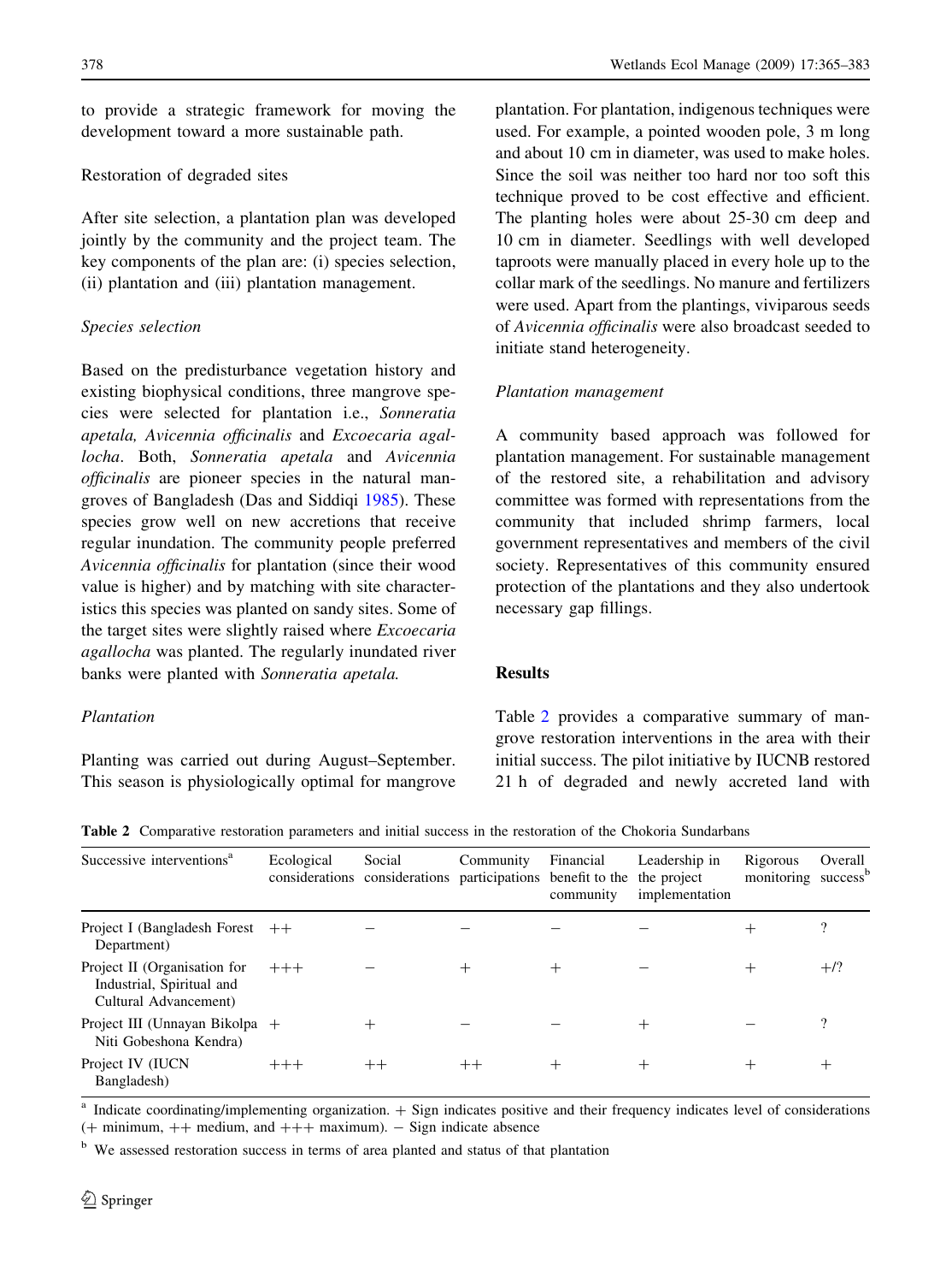to provide a strategic framework for moving the development toward a more sustainable path.

Restoration of degraded sites

After site selection, a plantation plan was developed jointly by the community and the project team. The key components of the plan are: (i) species selection, (ii) plantation and (iii) plantation management.

*Species selection*

Based on the predisturbance vegetation history and existing biophysical conditions, three mangrove species were selected for plantation i.e., *Sonneratia apetala, Avicennia officinalis* and *Excoecaria agallocha*. Both, *Sonneratia apetala* and *Avicennia officinalis* are pioneer species in the natural mangroves of Bangladesh (Das and Siddiqi 1985). These species grow well on new accretions that receive regular inundation. The community people preferred *Avicennia officinalis* for plantation (since their wood value is higher) and by matching with site characteristics this species was planted on sandy sites. Some of the target sites were slightly raised where *Excoecaria agallocha* was planted. The regularly inundated river banks were planted with *Sonneratia apetala.*

*Plantation*

Planting was carried out during August–September. This season is physiologically optimal for mangrove plantation. For plantation, indigenous techniques were used. For example, a pointed wooden pole, 3 m long and about 10 cm in diameter, was used to make holes. Since the soil was neither too hard nor too soft this technique proved to be cost effective and efficient. The planting holes were about 25-30 cm deep and 10 cm in diameter. Seedlings with well developed taproots were manually placed in every hole up to the collar mark of the seedlings. No manure and fertilizers were used. Apart from the plantings, viviparous seeds of *Avicennia officinalis* were also broadcast seeded to initiate stand heterogeneity.

*Plantation management*

A community based approach was followed for plantation management. For sustainable management of the restored site, a rehabilitation and advisory committee was formed with representations from the community that included shrimp farmers, local government representatives and members of the civil society. Representatives of this community ensured protection of the plantations and they also undertook necessary gap fillings.

## Results

Table 2 provides a comparative summary of mangrove restoration interventions in the area with their initial success. The pilot initiative by IUCNB restored 21 h of degraded and newly accreted land with

**Table 2** Comparative restoration parameters and initial success in the restoration of the Chokoria Sundarbans

| Successive interventions[a] | Ecological considerations | Social considerations | Community participations | Financial benefit to the community | Leadership in the project implementation | Rigorous monitoring | Overall success[b] |
|---|---|---|---|---|---|---|---|
| Project I (Bangladesh Forest Department) | ++ | − | − | − | − | + | ? |
| Project II (Organisation for Industrial, Spiritual and Cultural Advancement) | +++ | − | + | + | − | + | +/? |
| Project III (Unnayan Bikolpa Niti Gobeshona Kendra) | + | + | − | − | + | − | ? |
| Project IV (IUCN Bangladesh) | +++ | ++ | ++ | + | + | + | + |

[a] Indicate coordinating/implementing organization. + Sign indicates positive and their frequency indicates level of considerations (+ minimum, ++ medium, and +++ maximum). − Sign indicate absence

[b] We assessed restoration success in terms of area planted and status of that plantation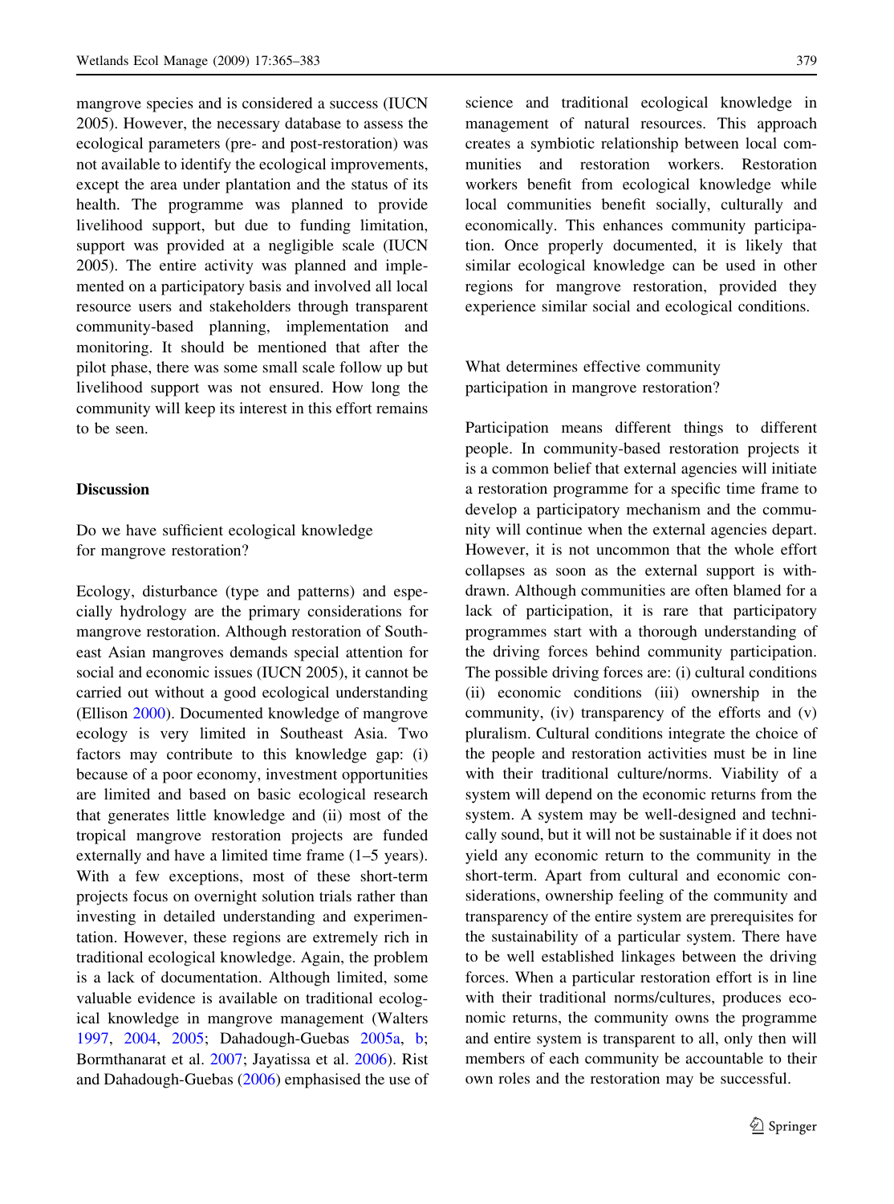mangrove species and is considered a success (IUCN 2005). However, the necessary database to assess the ecological parameters (pre- and post-restoration) was not available to identify the ecological improvements, except the area under plantation and the status of its health. The programme was planned to provide livelihood support, but due to funding limitation, support was provided at a negligible scale (IUCN 2005). The entire activity was planned and implemented on a participatory basis and involved all local resource users and stakeholders through transparent community-based planning, implementation and monitoring. It should be mentioned that after the pilot phase, there was some small scale follow up but livelihood support was not ensured. How long the community will keep its interest in this effort remains to be seen.

## Discussion

### Do we have sufficient ecological knowledge for mangrove restoration?

Ecology, disturbance (type and patterns) and especially hydrology are the primary considerations for mangrove restoration. Although restoration of Southeast Asian mangroves demands special attention for social and economic issues (IUCN 2005), it cannot be carried out without a good ecological understanding (Ellison 2000). Documented knowledge of mangrove ecology is very limited in Southeast Asia. Two factors may contribute to this knowledge gap: (i) because of a poor economy, investment opportunities are limited and based on basic ecological research that generates little knowledge and (ii) most of the tropical mangrove restoration projects are funded externally and have a limited time frame (1–5 years). With a few exceptions, most of these short-term projects focus on overnight solution trials rather than investing in detailed understanding and experimentation. However, these regions are extremely rich in traditional ecological knowledge. Again, the problem is a lack of documentation. Although limited, some valuable evidence is available on traditional ecological knowledge in mangrove management (Walters 1997, 2004, 2005; Dahadough-Guebas 2005a, b; Bormthanarat et al. 2007; Jayatissa et al. 2006). Rist and Dahadough-Guebas (2006) emphasised the use of science and traditional ecological knowledge in management of natural resources. This approach creates a symbiotic relationship between local communities and restoration workers. Restoration workers benefit from ecological knowledge while local communities benefit socially, culturally and economically. This enhances community participation. Once properly documented, it is likely that similar ecological knowledge can be used in other regions for mangrove restoration, provided they experience similar social and ecological conditions.

### What determines effective community participation in mangrove restoration?

Participation means different things to different people. In community-based restoration projects it is a common belief that external agencies will initiate a restoration programme for a specific time frame to develop a participatory mechanism and the community will continue when the external agencies depart. However, it is not uncommon that the whole effort collapses as soon as the external support is withdrawn. Although communities are often blamed for a lack of participation, it is rare that participatory programmes start with a thorough understanding of the driving forces behind community participation. The possible driving forces are: (i) cultural conditions (ii) economic conditions (iii) ownership in the community, (iv) transparency of the efforts and (v) pluralism. Cultural conditions integrate the choice of the people and restoration activities must be in line with their traditional culture/norms. Viability of a system will depend on the economic returns from the system. A system may be well-designed and technically sound, but it will not be sustainable if it does not yield any economic return to the community in the short-term. Apart from cultural and economic considerations, ownership feeling of the community and transparency of the entire system are prerequisites for the sustainability of a particular system. There have to be well established linkages between the driving forces. When a particular restoration effort is in line with their traditional norms/cultures, produces economic returns, the community owns the programme and entire system is transparent to all, only then will members of each community be accountable to their own roles and the restoration may be successful.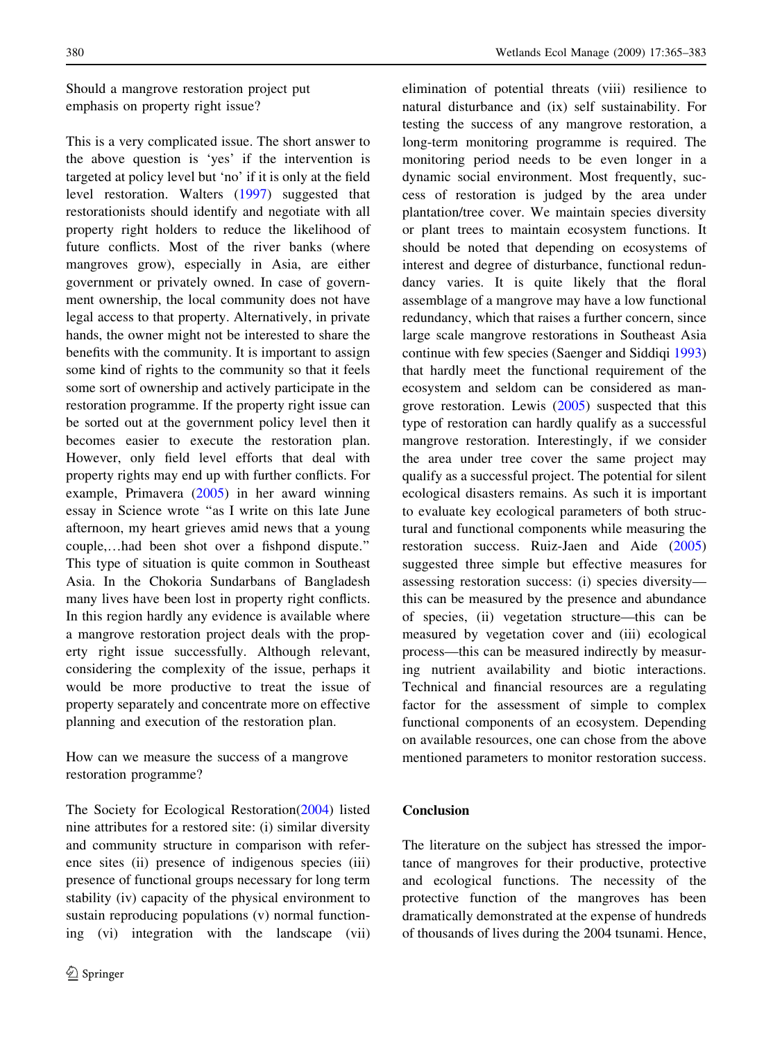Should a mangrove restoration project put emphasis on property right issue?

This is a very complicated issue. The short answer to the above question is 'yes' if the intervention is targeted at policy level but 'no' if it is only at the field level restoration. Walters (1997) suggested that restorationists should identify and negotiate with all property right holders to reduce the likelihood of future conflicts. Most of the river banks (where mangroves grow), especially in Asia, are either government or privately owned. In case of government ownership, the local community does not have legal access to that property. Alternatively, in private hands, the owner might not be interested to share the benefits with the community. It is important to assign some kind of rights to the community so that it feels some sort of ownership and actively participate in the restoration programme. If the property right issue can be sorted out at the government policy level then it becomes easier to execute the restoration plan. However, only field level efforts that deal with property rights may end up with further conflicts. For example, Primavera (2005) in her award winning essay in Science wrote "as I write on this late June afternoon, my heart grieves amid news that a young couple,…had been shot over a fishpond dispute." This type of situation is quite common in Southeast Asia. In the Chokoria Sundarbans of Bangladesh many lives have been lost in property right conflicts. In this region hardly any evidence is available where a mangrove restoration project deals with the property right issue successfully. Although relevant, considering the complexity of the issue, perhaps it would be more productive to treat the issue of property separately and concentrate more on effective planning and execution of the restoration plan.

How can we measure the success of a mangrove restoration programme?

The Society for Ecological Restoration(2004) listed nine attributes for a restored site: (i) similar diversity and community structure in comparison with reference sites (ii) presence of indigenous species (iii) presence of functional groups necessary for long term stability (iv) capacity of the physical environment to sustain reproducing populations (v) normal functioning (vi) integration with the landscape (vii) elimination of potential threats (viii) resilience to natural disturbance and (ix) self sustainability. For testing the success of any mangrove restoration, a long-term monitoring programme is required. The monitoring period needs to be even longer in a dynamic social environment. Most frequently, success of restoration is judged by the area under plantation/tree cover. We maintain species diversity or plant trees to maintain ecosystem functions. It should be noted that depending on ecosystems of interest and degree of disturbance, functional redundancy varies. It is quite likely that the floral assemblage of a mangrove may have a low functional redundancy, which that raises a further concern, since large scale mangrove restorations in Southeast Asia continue with few species (Saenger and Siddiqi 1993) that hardly meet the functional requirement of the ecosystem and seldom can be considered as mangrove restoration. Lewis (2005) suspected that this type of restoration can hardly qualify as a successful mangrove restoration. Interestingly, if we consider the area under tree cover the same project may qualify as a successful project. The potential for silent ecological disasters remains. As such it is important to evaluate key ecological parameters of both structural and functional components while measuring the restoration success. Ruiz-Jaen and Aide (2005) suggested three simple but effective measures for assessing restoration success: (i) species diversity—this can be measured by the presence and abundance of species, (ii) vegetation structure—this can be measured by vegetation cover and (iii) ecological process—this can be measured indirectly by measuring nutrient availability and biotic interactions. Technical and financial resources are a regulating factor for the assessment of simple to complex functional components of an ecosystem. Depending on available resources, one can chose from the above mentioned parameters to monitor restoration success.

## Conclusion

The literature on the subject has stressed the importance of mangroves for their productive, protective and ecological functions. The necessity of the protective function of the mangroves has been dramatically demonstrated at the expense of hundreds of thousands of lives during the 2004 tsunami. Hence,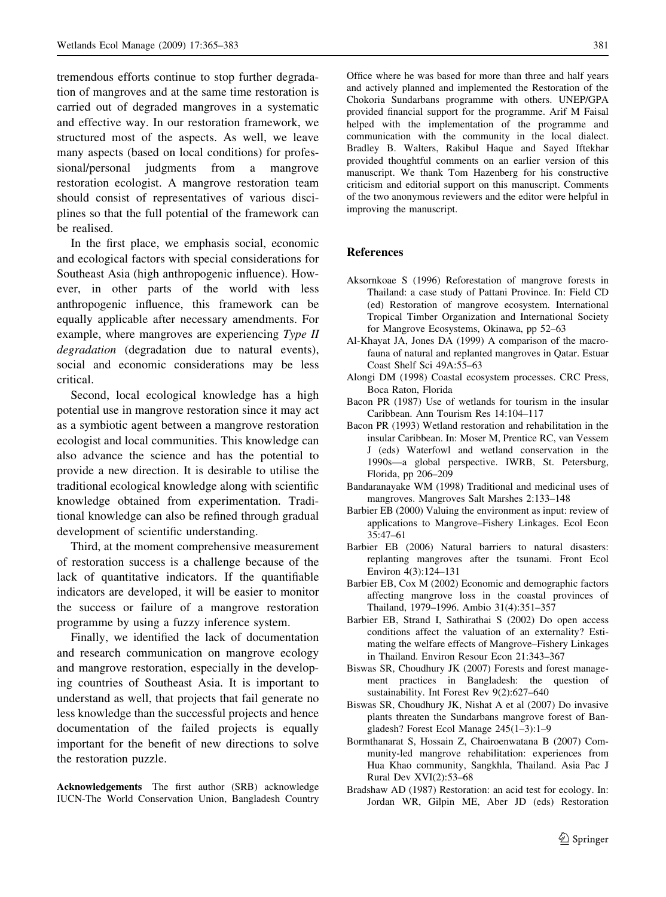tremendous efforts continue to stop further degradation of mangroves and at the same time restoration is carried out of degraded mangroves in a systematic and effective way. In our restoration framework, we structured most of the aspects. As well, we leave many aspects (based on local conditions) for professional/personal judgments from a mangrove restoration ecologist. A mangrove restoration team should consist of representatives of various disciplines so that the full potential of the framework can be realised.

In the first place, we emphasis social, economic and ecological factors with special considerations for Southeast Asia (high anthropogenic influence). However, in other parts of the world with less anthropogenic influence, this framework can be equally applicable after necessary amendments. For example, where mangroves are experiencing *Type II degradation* (degradation due to natural events), social and economic considerations may be less critical.

Second, local ecological knowledge has a high potential use in mangrove restoration since it may act as a symbiotic agent between a mangrove restoration ecologist and local communities. This knowledge can also advance the science and has the potential to provide a new direction. It is desirable to utilise the traditional ecological knowledge along with scientific knowledge obtained from experimentation. Traditional knowledge can also be refined through gradual development of scientific understanding.

Third, at the moment comprehensive measurement of restoration success is a challenge because of the lack of quantitative indicators. If the quantifiable indicators are developed, it will be easier to monitor the success or failure of a mangrove restoration programme by using a fuzzy inference system.

Finally, we identified the lack of documentation and research communication on mangrove ecology and mangrove restoration, especially in the developing countries of Southeast Asia. It is important to understand as well, that projects that fail generate no less knowledge than the successful projects and hence documentation of the failed projects is equally important for the benefit of new directions to solve the restoration puzzle.

**Acknowledgements** The first author (SRB) acknowledge IUCN-The World Conservation Union, Bangladesh Country Office where he was based for more than three and half years and actively planned and implemented the Restoration of the Chokoria Sundarbans programme with others. UNEP/GPA provided financial support for the programme. Arif M Faisal helped with the implementation of the programme and communication with the community in the local dialect. Bradley B. Walters, Rakibul Haque and Sayed Iftekhar provided thoughtful comments on an earlier version of this manuscript. We thank Tom Hazenberg for his constructive criticism and editorial support on this manuscript. Comments of the two anonymous reviewers and the editor were helpful in improving the manuscript.

## References

Aksornkoae S (1996) Reforestation of mangrove forests in Thailand: a case study of Pattani Province. In: Field CD (ed) Restoration of mangrove ecosystem. International Tropical Timber Organization and International Society for Mangrove Ecosystems, Okinawa, pp 52–63

Al-Khayat JA, Jones DA (1999) A comparison of the macrofauna of natural and replanted mangroves in Qatar. Estuar Coast Shelf Sci 49A:55–63

Alongi DM (1998) Coastal ecosystem processes. CRC Press, Boca Raton, Florida

Bacon PR (1987) Use of wetlands for tourism in the insular Caribbean. Ann Tourism Res 14:104–117

Bacon PR (1993) Wetland restoration and rehabilitation in the insular Caribbean. In: Moser M, Prentice RC, van Vessem J (eds) Waterfowl and wetland conservation in the 1990s—a global perspective. IWRB, St. Petersburg, Florida, pp 206–209

Bandaranayake WM (1998) Traditional and medicinal uses of mangroves. Mangroves Salt Marshes 2:133–148

Barbier EB (2000) Valuing the environment as input: review of applications to Mangrove–Fishery Linkages. Ecol Econ 35:47–61

Barbier EB (2006) Natural barriers to natural disasters: replanting mangroves after the tsunami. Front Ecol Environ 4(3):124–131

Barbier EB, Cox M (2002) Economic and demographic factors affecting mangrove loss in the coastal provinces of Thailand, 1979–1996. Ambio 31(4):351–357

Barbier EB, Strand I, Sathirathai S (2002) Do open access conditions affect the valuation of an externality? Estimating the welfare effects of Mangrove–Fishery Linkages in Thailand. Environ Resour Econ 21:343–367

Biswas SR, Choudhury JK (2007) Forests and forest management practices in Bangladesh: the question of sustainability. Int Forest Rev 9(2):627–640

Biswas SR, Choudhury JK, Nishat A et al (2007) Do invasive plants threaten the Sundarbans mangrove forest of Bangladesh? Forest Ecol Manage 245(1–3):1–9

Bormthanarat S, Hossain Z, Chairoenwatana B (2007) Community-led mangrove rehabilitation: experiences from Hua Khao community, Sangkhla, Thailand. Asia Pac J Rural Dev XVI(2):53–68

Bradshaw AD (1987) Restoration: an acid test for ecology. In: Jordan WR, Gilpin ME, Aber JD (eds) Restoration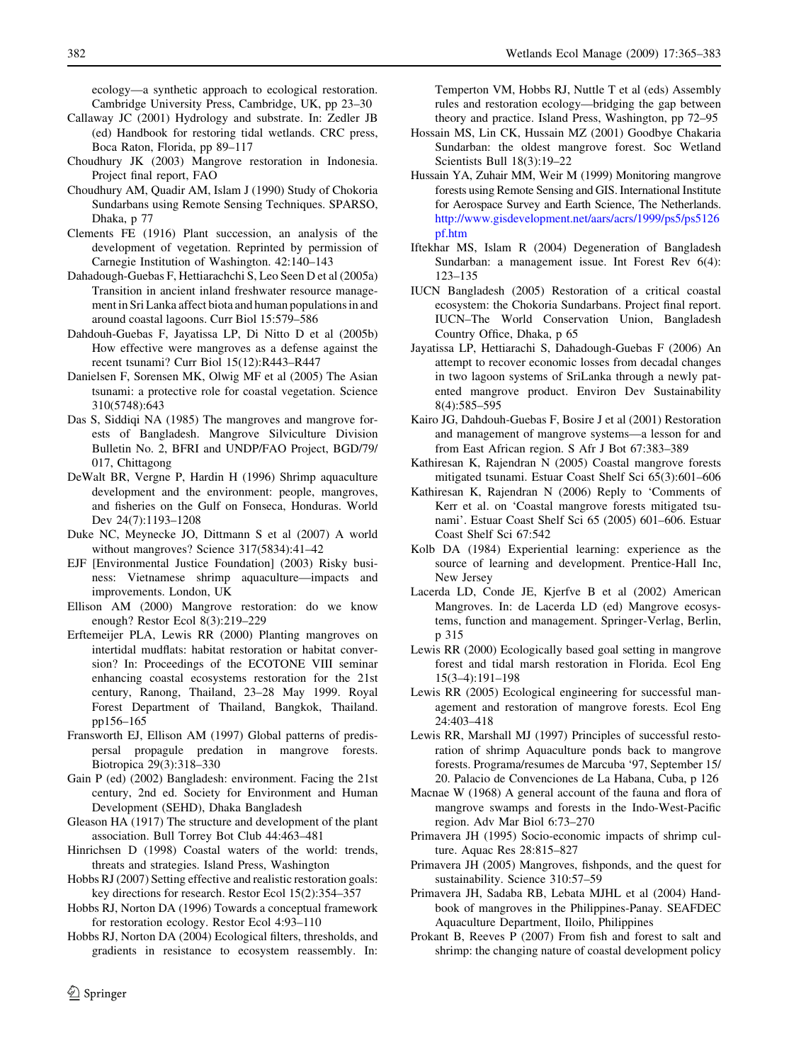ecology—a synthetic approach to ecological restoration. Cambridge University Press, Cambridge, UK, pp 23–30

Callaway JC (2001) Hydrology and substrate. In: Zedler JB (ed) Handbook for restoring tidal wetlands. CRC press, Boca Raton, Florida, pp 89–117

Choudhury JK (2003) Mangrove restoration in Indonesia. Project final report, FAO

Choudhury AM, Quadir AM, Islam J (1990) Study of Chokoria Sundarbans using Remote Sensing Techniques. SPARSO, Dhaka, p 77

Clements FE (1916) Plant succession, an analysis of the development of vegetation. Reprinted by permission of Carnegie Institution of Washington. 42:140–143

Dahadough-Guebas F, Hettiarachchi S, Leo Seen D et al (2005a) Transition in ancient inland freshwater resource management in Sri Lanka affect biota and human populations in and around coastal lagoons. Curr Biol 15:579–586

Dahdouh-Guebas F, Jayatissa LP, Di Nitto D et al (2005b) How effective were mangroves as a defense against the recent tsunami? Curr Biol 15(12):R443–R447

Danielsen F, Sorensen MK, Olwig MF et al (2005) The Asian tsunami: a protective role for coastal vegetation. Science 310(5748):643

Das S, Siddiqi NA (1985) The mangroves and mangrove forests of Bangladesh. Mangrove Silviculture Division Bulletin No. 2, BFRI and UNDP/FAO Project, BGD/79/017, Chittagong

DeWalt BR, Vergne P, Hardin H (1996) Shrimp aquaculture development and the environment: people, mangroves, and fisheries on the Gulf on Fonseca, Honduras. World Dev 24(7):1193–1208

Duke NC, Meynecke JO, Dittmann S et al (2007) A world without mangroves? Science 317(5834):41–42

EJF [Environmental Justice Foundation] (2003) Risky business: Vietnamese shrimp aquaculture—impacts and improvements. London, UK

Ellison AM (2000) Mangrove restoration: do we know enough? Restor Ecol 8(3):219–229

Erftemeijer PLA, Lewis RR (2000) Planting mangroves on intertidal mudflats: habitat restoration or habitat conversion? In: Proceedings of the ECOTONE VIII seminar enhancing coastal ecosystems restoration for the 21st century, Ranong, Thailand, 23–28 May 1999. Royal Forest Department of Thailand, Bangkok, Thailand. pp156–165

Fransworth EJ, Ellison AM (1997) Global patterns of predispersal propagule predation in mangrove forests. Biotropica 29(3):318–330

Gain P (ed) (2002) Bangladesh: environment. Facing the 21st century, 2nd ed. Society for Environment and Human Development (SEHD), Dhaka Bangladesh

Gleason HA (1917) The structure and development of the plant association. Bull Torrey Bot Club 44:463–481

Hinrichsen D (1998) Coastal waters of the world: trends, threats and strategies. Island Press, Washington

Hobbs RJ (2007) Setting effective and realistic restoration goals: key directions for research. Restor Ecol 15(2):354–357

Hobbs RJ, Norton DA (1996) Towards a conceptual framework for restoration ecology. Restor Ecol 4:93–110

Hobbs RJ, Norton DA (2004) Ecological filters, thresholds, and gradients in resistance to ecosystem reassembly. In: Temperton VM, Hobbs RJ, Nuttle T et al (eds) Assembly rules and restoration ecology—bridging the gap between theory and practice. Island Press, Washington, pp 72–95

Hossain MS, Lin CK, Hussain MZ (2001) Goodbye Chakaria Sundarban: the oldest mangrove forest. Soc Wetland Scientists Bull 18(3):19–22

Hussain YA, Zuhair MM, Weir M (1999) Monitoring mangrove forests using Remote Sensing and GIS. International Institute for Aerospace Survey and Earth Science, The Netherlands. http://www.gisdevelopment.net/aars/acrs/1999/ps5/ps5126pf.htm

Iftekhar MS, Islam R (2004) Degeneration of Bangladesh Sundarban: a management issue. Int Forest Rev 6(4): 123–135

IUCN Bangladesh (2005) Restoration of a critical coastal ecosystem: the Chokoria Sundarbans. Project final report. IUCN–The World Conservation Union, Bangladesh Country Office, Dhaka, p 65

Jayatissa LP, Hettiarachi S, Dahadough-Guebas F (2006) An attempt to recover economic losses from decadal changes in two lagoon systems of SriLanka through a newly patented mangrove product. Environ Dev Sustainability 8(4):585–595

Kairo JG, Dahdouh-Guebas F, Bosire J et al (2001) Restoration and management of mangrove systems—a lesson for and from East African region. S Afr J Bot 67:383–389

Kathiresan K, Rajendran N (2005) Coastal mangrove forests mitigated tsunami. Estuar Coast Shelf Sci 65(3):601–606

Kathiresan K, Rajendran N (2006) Reply to 'Comments of Kerr et al. on 'Coastal mangrove forests mitigated tsunami'. Estuar Coast Shelf Sci 65 (2005) 601–606. Estuar Coast Shelf Sci 67:542

Kolb DA (1984) Experiential learning: experience as the source of learning and development. Prentice-Hall Inc, New Jersey

Lacerda LD, Conde JE, Kjerfve B et al (2002) American Mangroves. In: de Lacerda LD (ed) Mangrove ecosystems, function and management. Springer-Verlag, Berlin, p 315

Lewis RR (2000) Ecologically based goal setting in mangrove forest and tidal marsh restoration in Florida. Ecol Eng 15(3–4):191–198

Lewis RR (2005) Ecological engineering for successful management and restoration of mangrove forests. Ecol Eng 24:403–418

Lewis RR, Marshall MJ (1997) Principles of successful restoration of shrimp Aquaculture ponds back to mangrove forests. Programa/resumes de Marcuba '97, September 15/20. Palacio de Convenciones de La Habana, Cuba, p 126

Macnae W (1968) A general account of the fauna and flora of mangrove swamps and forests in the Indo-West-Pacific region. Adv Mar Biol 6:73–270

Primavera JH (1995) Socio-economic impacts of shrimp culture. Aquac Res 28:815–827

Primavera JH (2005) Mangroves, fishponds, and the quest for sustainability. Science 310:57–59

Primavera JH, Sadaba RB, Lebata MJHL et al (2004) Handbook of mangroves in the Philippines-Panay. SEAFDEC Aquaculture Department, Iloilo, Philippines

Prokant B, Reeves P (2007) From fish and forest to salt and shrimp: the changing nature of coastal development policy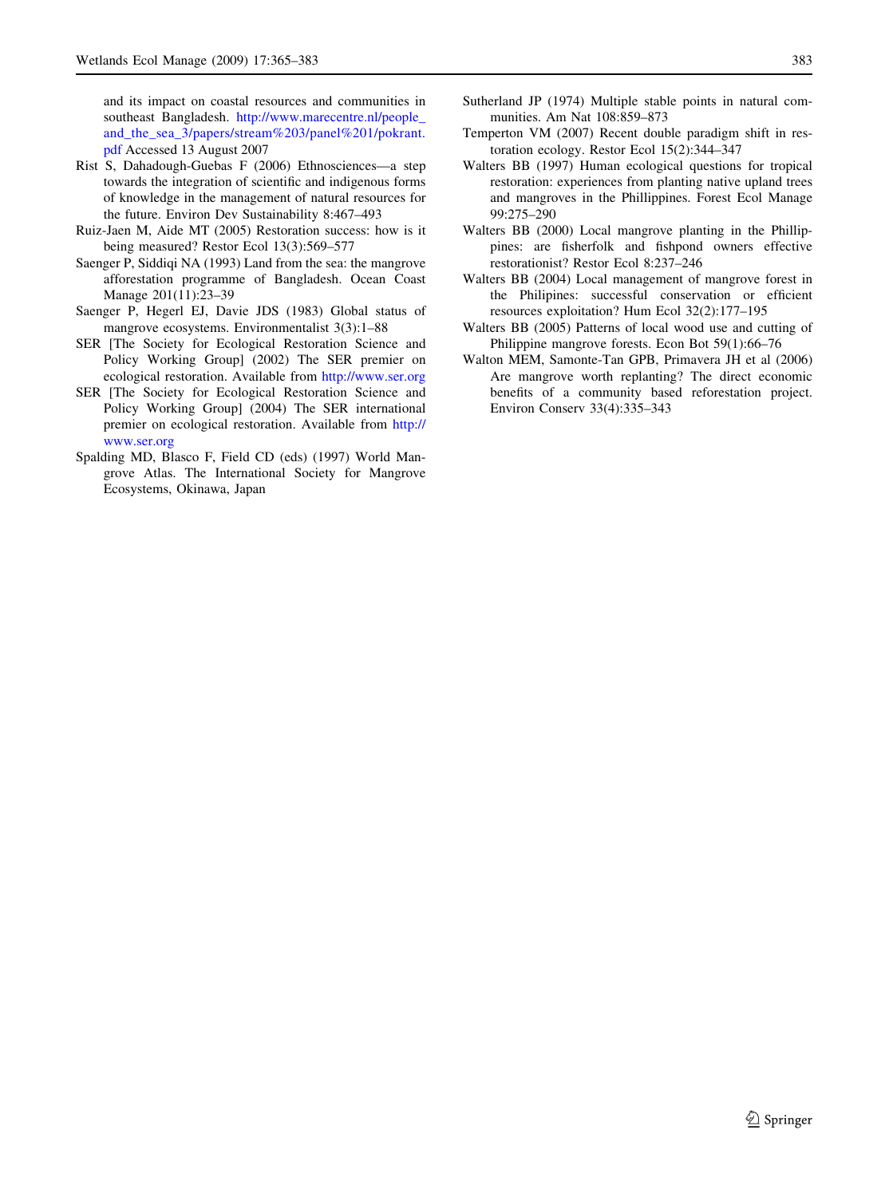and its impact on coastal resources and communities in southeast Bangladesh. http://www.marecentre.nl/people_and_the_sea_3/papers/stream%203/panel%201/pokrant.pdf Accessed 13 August 2007

Rist S, Dahadough-Guebas F (2006) Ethnosciences—a step towards the integration of scientific and indigenous forms of knowledge in the management of natural resources for the future. Environ Dev Sustainability 8:467–493

Ruiz-Jaen M, Aide MT (2005) Restoration success: how is it being measured? Restor Ecol 13(3):569–577

Saenger P, Siddiqi NA (1993) Land from the sea: the mangrove afforestation programme of Bangladesh. Ocean Coast Manage 201(11):23–39

Saenger P, Hegerl EJ, Davie JDS (1983) Global status of mangrove ecosystems. Environmentalist 3(3):1–88

SER [The Society for Ecological Restoration Science and Policy Working Group] (2002) The SER premier on ecological restoration. Available from http://www.ser.org

SER [The Society for Ecological Restoration Science and Policy Working Group] (2004) The SER international premier on ecological restoration. Available from http://www.ser.org

Spalding MD, Blasco F, Field CD (eds) (1997) World Mangrove Atlas. The International Society for Mangrove Ecosystems, Okinawa, Japan

Sutherland JP (1974) Multiple stable points in natural communities. Am Nat 108:859–873

Temperton VM (2007) Recent double paradigm shift in restoration ecology. Restor Ecol 15(2):344–347

Walters BB (1997) Human ecological questions for tropical restoration: experiences from planting native upland trees and mangroves in the Phillippines. Forest Ecol Manage 99:275–290

Walters BB (2000) Local mangrove planting in the Phillippines: are fisherfolk and fishpond owners effective restorationist? Restor Ecol 8:237–246

Walters BB (2004) Local management of mangrove forest in the Philipines: successful conservation or efficient resources exploitation? Hum Ecol 32(2):177–195

Walters BB (2005) Patterns of local wood use and cutting of Philippine mangrove forests. Econ Bot 59(1):66–76

Walton MEM, Samonte-Tan GPB, Primavera JH et al (2006) Are mangrove worth replanting? The direct economic benefits of a community based reforestation project. Environ Conserv 33(4):335–343